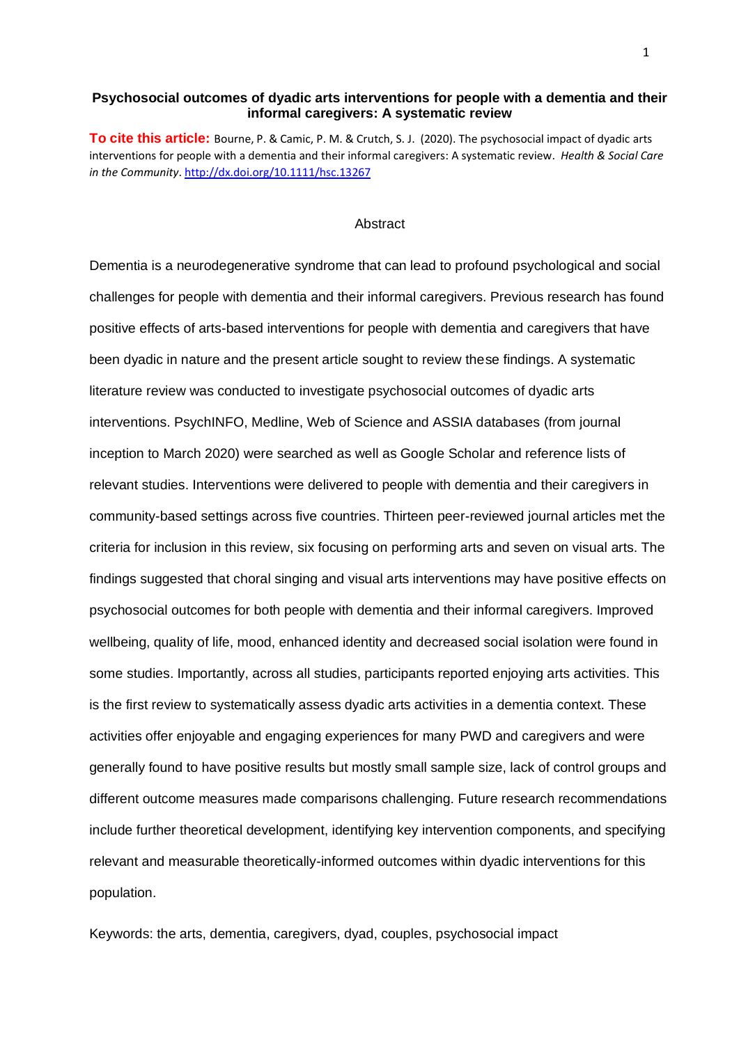# Psychosocial outcomes of dyadic arts interventions for people with a dementia and their informal caregivers: A systematic review

**To cite this article:** Bourne, P. & Camic, P. M. & Crutch, S. J. (2020). The psychosocial impact of dyadic arts interventions for people with a dementia and their informal caregivers: A systematic review. *Health & Social Care in the Community*. http://dx.doi.org/10.1111/hsc.13267

## Abstract

Dementia is a neurodegenerative syndrome that can lead to profound psychological and social challenges for people with dementia and their informal caregivers. Previous research has found positive effects of arts-based interventions for people with dementia and caregivers that have been dyadic in nature and the present article sought to review these findings. A systematic literature review was conducted to investigate psychosocial outcomes of dyadic arts interventions. PsychINFO, Medline, Web of Science and ASSIA databases (from journal inception to March 2020) were searched as well as Google Scholar and reference lists of relevant studies. Interventions were delivered to people with dementia and their caregivers in community-based settings across five countries. Thirteen peer-reviewed journal articles met the criteria for inclusion in this review, six focusing on performing arts and seven on visual arts. The findings suggested that choral singing and visual arts interventions may have positive effects on psychosocial outcomes for both people with dementia and their informal caregivers. Improved wellbeing, quality of life, mood, enhanced identity and decreased social isolation were found in some studies. Importantly, across all studies, participants reported enjoying arts activities. This is the first review to systematically assess dyadic arts activities in a dementia context. These activities offer enjoyable and engaging experiences for many PWD and caregivers and were generally found to have positive results but mostly small sample size, lack of control groups and different outcome measures made comparisons challenging. Future research recommendations include further theoretical development, identifying key intervention components, and specifying relevant and measurable theoretically-informed outcomes within dyadic interventions for this population.

Keywords: the arts, dementia, caregivers, dyad, couples, psychosocial impact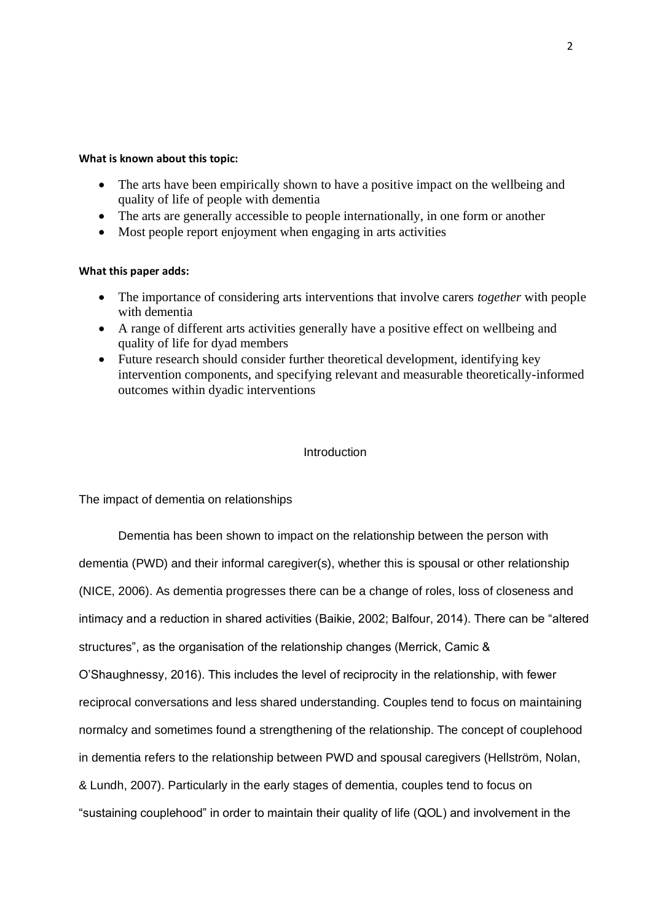**What is known about this topic:**

- The arts have been empirically shown to have a positive impact on the wellbeing and quality of life of people with dementia
- The arts are generally accessible to people internationally, in one form or another
- Most people report enjoyment when engaging in arts activities

**What this paper adds:**

- The importance of considering arts interventions that involve carers *together* with people with dementia
- A range of different arts activities generally have a positive effect on wellbeing and quality of life for dyad members
- Future research should consider further theoretical development, identifying key intervention components, and specifying relevant and measurable theoretically-informed outcomes within dyadic interventions

## Introduction

### The impact of dementia on relationships

Dementia has been shown to impact on the relationship between the person with dementia (PWD) and their informal caregiver(s), whether this is spousal or other relationship (NICE, 2006). As dementia progresses there can be a change of roles, loss of closeness and intimacy and a reduction in shared activities (Baikie, 2002; Balfour, 2014). There can be "altered structures", as the organisation of the relationship changes (Merrick, Camic & O'Shaughnessy, 2016). This includes the level of reciprocity in the relationship, with fewer reciprocal conversations and less shared understanding. Couples tend to focus on maintaining normalcy and sometimes found a strengthening of the relationship. The concept of couplehood in dementia refers to the relationship between PWD and spousal caregivers (Hellström, Nolan, & Lundh, 2007). Particularly in the early stages of dementia, couples tend to focus on "sustaining couplehood" in order to maintain their quality of life (QOL) and involvement in the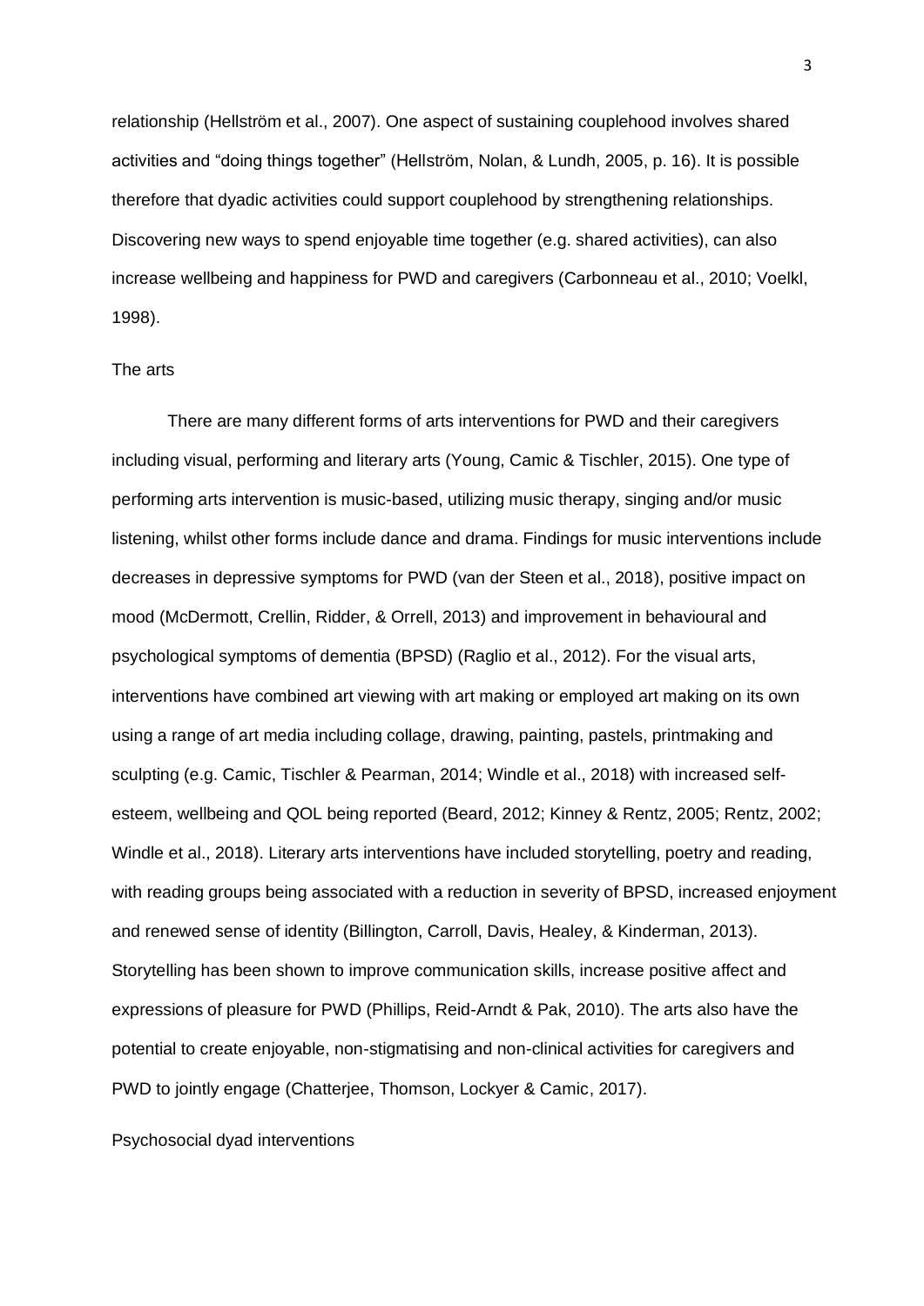relationship (Hellström et al., 2007). One aspect of sustaining couplehood involves shared activities and "doing things together" (Hellström, Nolan, & Lundh, 2005, p. 16). It is possible therefore that dyadic activities could support couplehood by strengthening relationships. Discovering new ways to spend enjoyable time together (e.g. shared activities), can also increase wellbeing and happiness for PWD and caregivers (Carbonneau et al., 2010; Voelkl, 1998).

## The arts

There are many different forms of arts interventions for PWD and their caregivers including visual, performing and literary arts (Young, Camic & Tischler, 2015). One type of performing arts intervention is music-based, utilizing music therapy, singing and/or music listening, whilst other forms include dance and drama. Findings for music interventions include decreases in depressive symptoms for PWD (van der Steen et al., 2018), positive impact on mood (McDermott, Crellin, Ridder, & Orrell, 2013) and improvement in behavioural and psychological symptoms of dementia (BPSD) (Raglio et al., 2012). For the visual arts, interventions have combined art viewing with art making or employed art making on its own using a range of art media including collage, drawing, painting, pastels, printmaking and sculpting (e.g. Camic, Tischler & Pearman, 2014; Windle et al., 2018) with increased self-esteem, wellbeing and QOL being reported (Beard, 2012; Kinney & Rentz, 2005; Rentz, 2002; Windle et al., 2018). Literary arts interventions have included storytelling, poetry and reading, with reading groups being associated with a reduction in severity of BPSD, increased enjoyment and renewed sense of identity (Billington, Carroll, Davis, Healey, & Kinderman, 2013). Storytelling has been shown to improve communication skills, increase positive affect and expressions of pleasure for PWD (Phillips, Reid-Arndt & Pak, 2010). The arts also have the potential to create enjoyable, non-stigmatising and non-clinical activities for caregivers and PWD to jointly engage (Chatterjee, Thomson, Lockyer & Camic, 2017).

## Psychosocial dyad interventions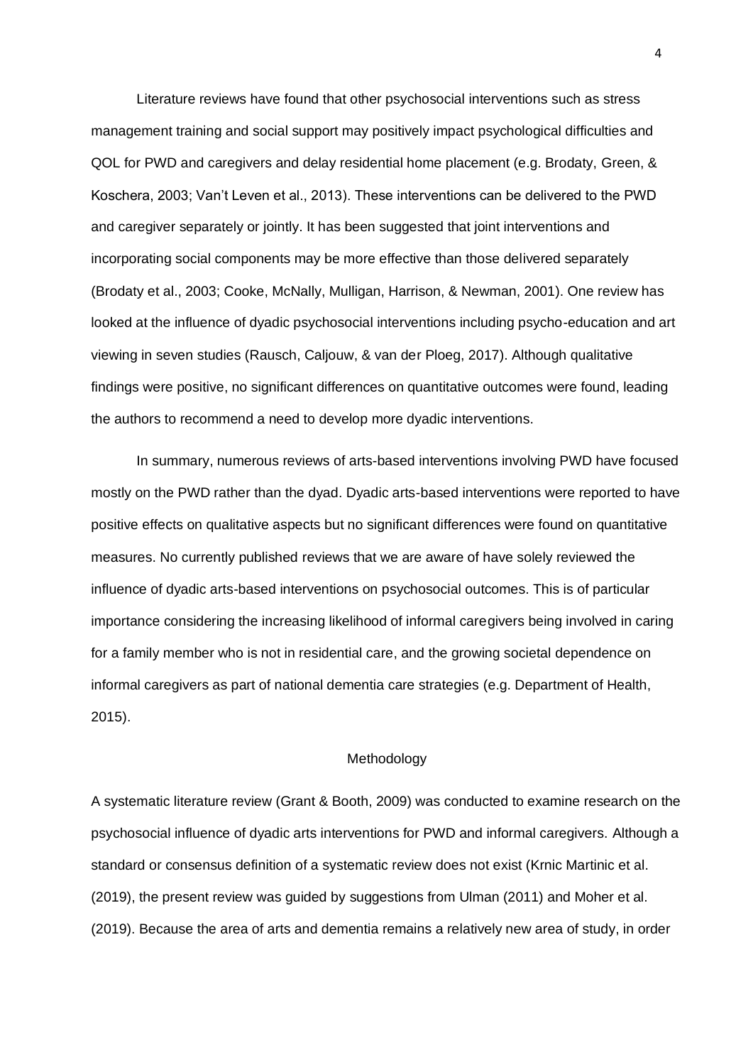Literature reviews have found that other psychosocial interventions such as stress management training and social support may positively impact psychological difficulties and QOL for PWD and caregivers and delay residential home placement (e.g. Brodaty, Green, & Koschera, 2003; Van't Leven et al., 2013). These interventions can be delivered to the PWD and caregiver separately or jointly. It has been suggested that joint interventions and incorporating social components may be more effective than those delivered separately (Brodaty et al., 2003; Cooke, McNally, Mulligan, Harrison, & Newman, 2001). One review has looked at the influence of dyadic psychosocial interventions including psycho-education and art viewing in seven studies (Rausch, Caljouw, & van der Ploeg, 2017). Although qualitative findings were positive, no significant differences on quantitative outcomes were found, leading the authors to recommend a need to develop more dyadic interventions.

In summary, numerous reviews of arts-based interventions involving PWD have focused mostly on the PWD rather than the dyad. Dyadic arts-based interventions were reported to have positive effects on qualitative aspects but no significant differences were found on quantitative measures. No currently published reviews that we are aware of have solely reviewed the influence of dyadic arts-based interventions on psychosocial outcomes. This is of particular importance considering the increasing likelihood of informal caregivers being involved in caring for a family member who is not in residential care, and the growing societal dependence on informal caregivers as part of national dementia care strategies (e.g. Department of Health, 2015).

## Methodology

A systematic literature review (Grant & Booth, 2009) was conducted to examine research on the psychosocial influence of dyadic arts interventions for PWD and informal caregivers. Although a standard or consensus definition of a systematic review does not exist (Krnic Martinic et al. (2019), the present review was guided by suggestions from Ulman (2011) and Moher et al. (2019). Because the area of arts and dementia remains a relatively new area of study, in order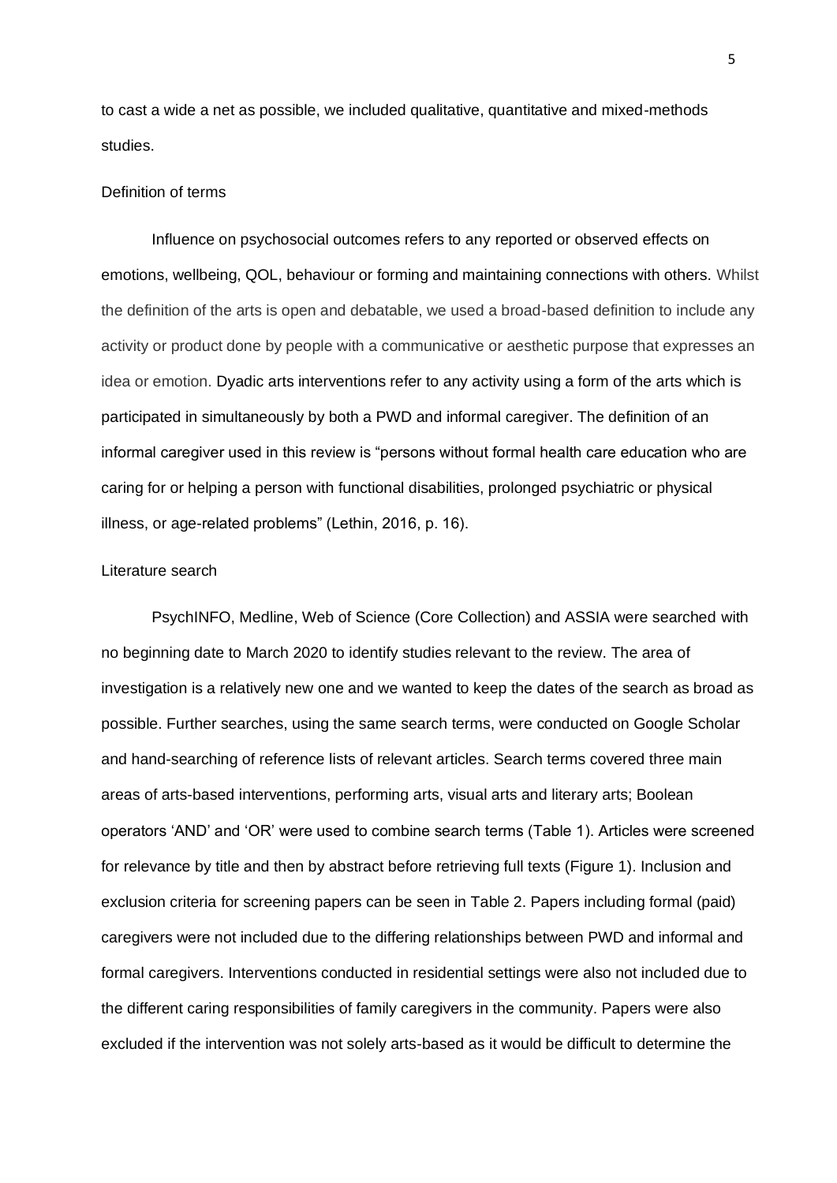to cast a wide a net as possible, we included qualitative, quantitative and mixed-methods studies.

## Definition of terms

Influence on psychosocial outcomes refers to any reported or observed effects on emotions, wellbeing, QOL, behaviour or forming and maintaining connections with others. Whilst the definition of the arts is open and debatable, we used a broad-based definition to include any activity or product done by people with a communicative or aesthetic purpose that expresses an idea or emotion. Dyadic arts interventions refer to any activity using a form of the arts which is participated in simultaneously by both a PWD and informal caregiver. The definition of an informal caregiver used in this review is "persons without formal health care education who are caring for or helping a person with functional disabilities, prolonged psychiatric or physical illness, or age-related problems" (Lethin, 2016, p. 16).

## Literature search

PsychINFO, Medline, Web of Science (Core Collection) and ASSIA were searched with no beginning date to March 2020 to identify studies relevant to the review. The area of investigation is a relatively new one and we wanted to keep the dates of the search as broad as possible. Further searches, using the same search terms, were conducted on Google Scholar and hand-searching of reference lists of relevant articles. Search terms covered three main areas of arts-based interventions, performing arts, visual arts and literary arts; Boolean operators 'AND' and 'OR' were used to combine search terms (Table 1). Articles were screened for relevance by title and then by abstract before retrieving full texts (Figure 1). Inclusion and exclusion criteria for screening papers can be seen in Table 2. Papers including formal (paid) caregivers were not included due to the differing relationships between PWD and informal and formal caregivers. Interventions conducted in residential settings were also not included due to the different caring responsibilities of family caregivers in the community. Papers were also excluded if the intervention was not solely arts-based as it would be difficult to determine the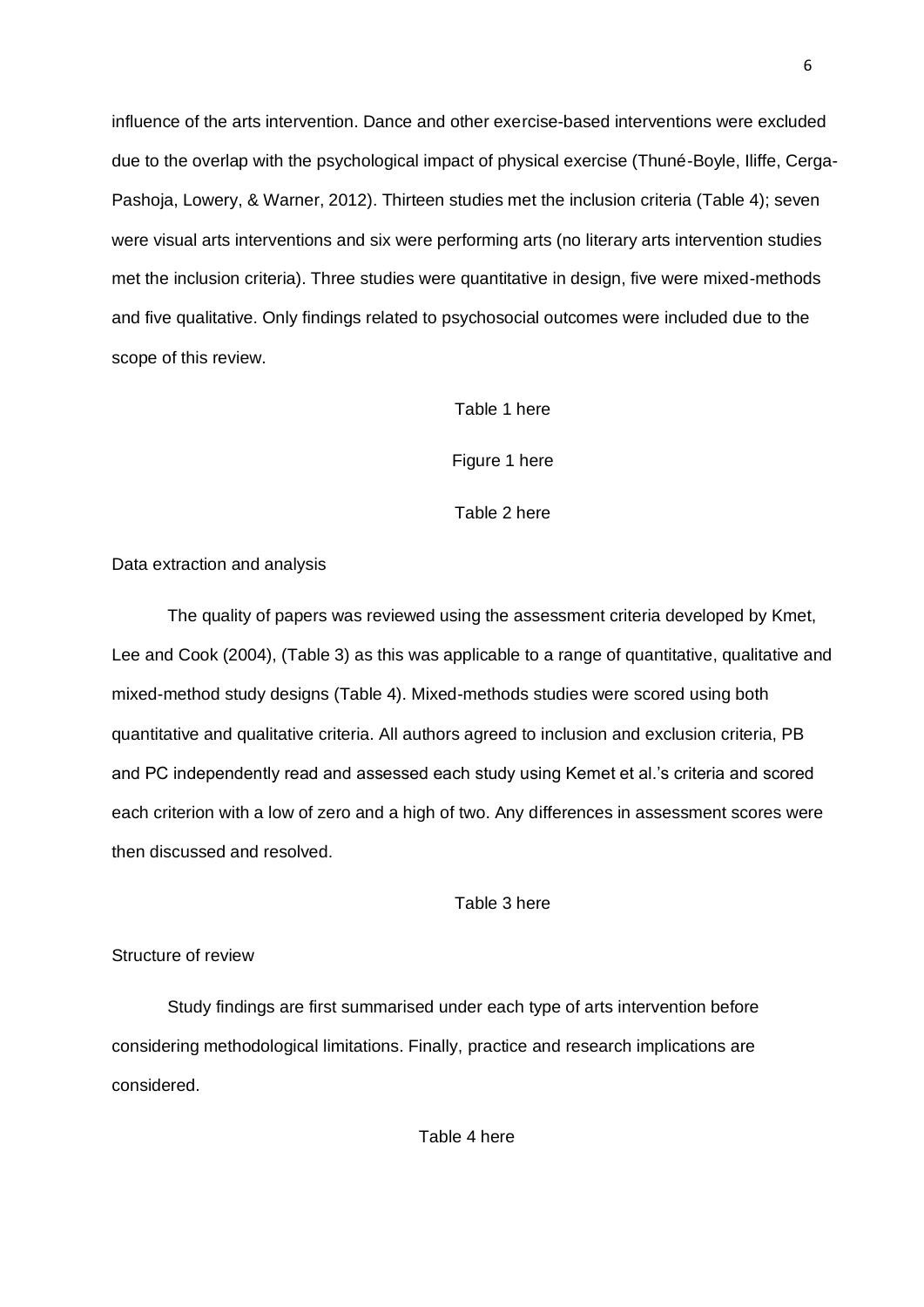influence of the arts intervention. Dance and other exercise-based interventions were excluded due to the overlap with the psychological impact of physical exercise (Thuné-Boyle, Iliffe, Cerga-Pashoja, Lowery, & Warner, 2012). Thirteen studies met the inclusion criteria (Table 4); seven were visual arts interventions and six were performing arts (no literary arts intervention studies met the inclusion criteria). Three studies were quantitative in design, five were mixed-methods and five qualitative. Only findings related to psychosocial outcomes were included due to the scope of this review.

Table 1 here

Figure 1 here

Table 2 here

## Data extraction and analysis

The quality of papers was reviewed using the assessment criteria developed by Kmet, Lee and Cook (2004), (Table 3) as this was applicable to a range of quantitative, qualitative and mixed-method study designs (Table 4). Mixed-methods studies were scored using both quantitative and qualitative criteria. All authors agreed to inclusion and exclusion criteria, PB and PC independently read and assessed each study using Kemet et al.'s criteria and scored each criterion with a low of zero and a high of two. Any differences in assessment scores were then discussed and resolved.

Table 3 here

## Structure of review

Study findings are first summarised under each type of arts intervention before considering methodological limitations. Finally, practice and research implications are considered.

Table 4 here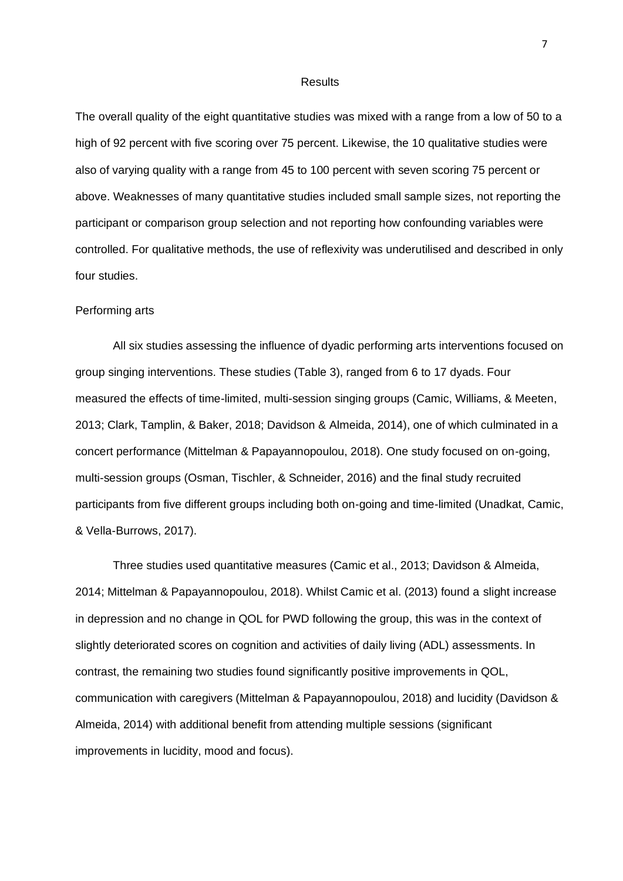## Results

The overall quality of the eight quantitative studies was mixed with a range from a low of 50 to a high of 92 percent with five scoring over 75 percent. Likewise, the 10 qualitative studies were also of varying quality with a range from 45 to 100 percent with seven scoring 75 percent or above. Weaknesses of many quantitative studies included small sample sizes, not reporting the participant or comparison group selection and not reporting how confounding variables were controlled. For qualitative methods, the use of reflexivity was underutilised and described in only four studies.

### Performing arts

All six studies assessing the influence of dyadic performing arts interventions focused on group singing interventions. These studies (Table 3), ranged from 6 to 17 dyads. Four measured the effects of time-limited, multi-session singing groups (Camic, Williams, & Meeten, 2013; Clark, Tamplin, & Baker, 2018; Davidson & Almeida, 2014), one of which culminated in a concert performance (Mittelman & Papayannopoulou, 2018). One study focused on on-going, multi-session groups (Osman, Tischler, & Schneider, 2016) and the final study recruited participants from five different groups including both on-going and time-limited (Unadkat, Camic, & Vella-Burrows, 2017).

Three studies used quantitative measures (Camic et al., 2013; Davidson & Almeida, 2014; Mittelman & Papayannopoulou, 2018). Whilst Camic et al. (2013) found a slight increase in depression and no change in QOL for PWD following the group, this was in the context of slightly deteriorated scores on cognition and activities of daily living (ADL) assessments. In contrast, the remaining two studies found significantly positive improvements in QOL, communication with caregivers (Mittelman & Papayannopoulou, 2018) and lucidity (Davidson & Almeida, 2014) with additional benefit from attending multiple sessions (significant improvements in lucidity, mood and focus).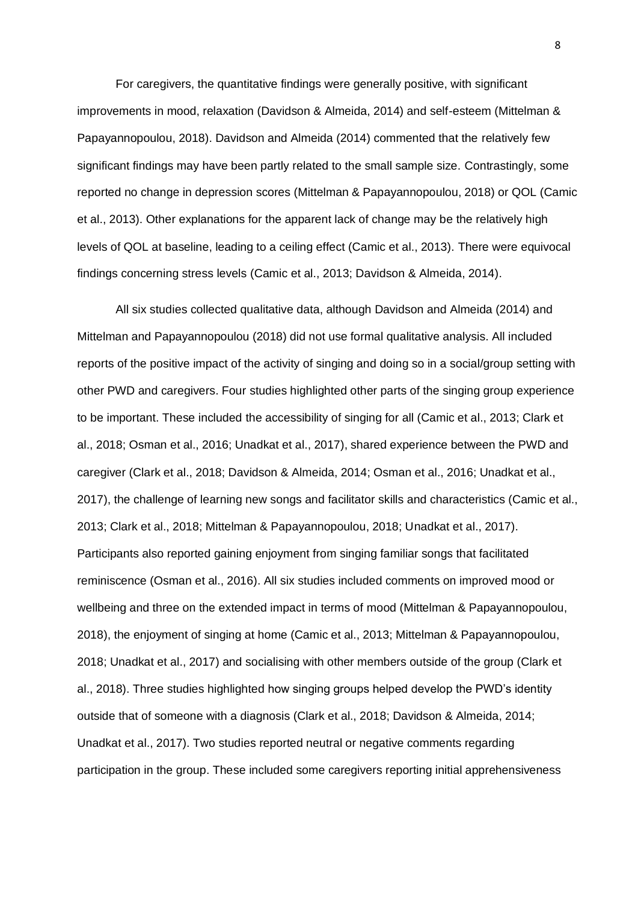For caregivers, the quantitative findings were generally positive, with significant improvements in mood, relaxation (Davidson & Almeida, 2014) and self-esteem (Mittelman & Papayannopoulou, 2018). Davidson and Almeida (2014) commented that the relatively few significant findings may have been partly related to the small sample size. Contrastingly, some reported no change in depression scores (Mittelman & Papayannopoulou, 2018) or QOL (Camic et al., 2013). Other explanations for the apparent lack of change may be the relatively high levels of QOL at baseline, leading to a ceiling effect (Camic et al., 2013). There were equivocal findings concerning stress levels (Camic et al., 2013; Davidson & Almeida, 2014).

All six studies collected qualitative data, although Davidson and Almeida (2014) and Mittelman and Papayannopoulou (2018) did not use formal qualitative analysis. All included reports of the positive impact of the activity of singing and doing so in a social/group setting with other PWD and caregivers. Four studies highlighted other parts of the singing group experience to be important. These included the accessibility of singing for all (Camic et al., 2013; Clark et al., 2018; Osman et al., 2016; Unadkat et al., 2017), shared experience between the PWD and caregiver (Clark et al., 2018; Davidson & Almeida, 2014; Osman et al., 2016; Unadkat et al., 2017), the challenge of learning new songs and facilitator skills and characteristics (Camic et al., 2013; Clark et al., 2018; Mittelman & Papayannopoulou, 2018; Unadkat et al., 2017). Participants also reported gaining enjoyment from singing familiar songs that facilitated reminiscence (Osman et al., 2016). All six studies included comments on improved mood or wellbeing and three on the extended impact in terms of mood (Mittelman & Papayannopoulou, 2018), the enjoyment of singing at home (Camic et al., 2013; Mittelman & Papayannopoulou, 2018; Unadkat et al., 2017) and socialising with other members outside of the group (Clark et al., 2018). Three studies highlighted how singing groups helped develop the PWD's identity outside that of someone with a diagnosis (Clark et al., 2018; Davidson & Almeida, 2014; Unadkat et al., 2017). Two studies reported neutral or negative comments regarding participation in the group. These included some caregivers reporting initial apprehensiveness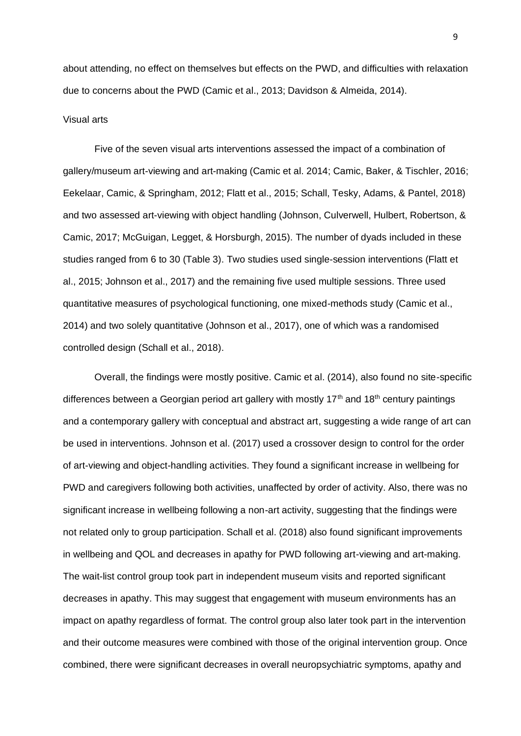about attending, no effect on themselves but effects on the PWD, and difficulties with relaxation due to concerns about the PWD (Camic et al., 2013; Davidson & Almeida, 2014).

Visual arts

Five of the seven visual arts interventions assessed the impact of a combination of gallery/museum art-viewing and art-making (Camic et al. 2014; Camic, Baker, & Tischler, 2016; Eekelaar, Camic, & Springham, 2012; Flatt et al., 2015; Schall, Tesky, Adams, & Pantel, 2018) and two assessed art-viewing with object handling (Johnson, Culverwell, Hulbert, Robertson, & Camic, 2017; McGuigan, Legget, & Horsburgh, 2015). The number of dyads included in these studies ranged from 6 to 30 (Table 3). Two studies used single-session interventions (Flatt et al., 2015; Johnson et al., 2017) and the remaining five used multiple sessions. Three used quantitative measures of psychological functioning, one mixed-methods study (Camic et al., 2014) and two solely quantitative (Johnson et al., 2017), one of which was a randomised controlled design (Schall et al., 2018).

Overall, the findings were mostly positive. Camic et al. (2014), also found no site-specific differences between a Georgian period art gallery with mostly 17th and 18th century paintings and a contemporary gallery with conceptual and abstract art, suggesting a wide range of art can be used in interventions. Johnson et al. (2017) used a crossover design to control for the order of art-viewing and object-handling activities. They found a significant increase in wellbeing for PWD and caregivers following both activities, unaffected by order of activity. Also, there was no significant increase in wellbeing following a non-art activity, suggesting that the findings were not related only to group participation. Schall et al. (2018) also found significant improvements in wellbeing and QOL and decreases in apathy for PWD following art-viewing and art-making. The wait-list control group took part in independent museum visits and reported significant decreases in apathy. This may suggest that engagement with museum environments has an impact on apathy regardless of format. The control group also later took part in the intervention and their outcome measures were combined with those of the original intervention group. Once combined, there were significant decreases in overall neuropsychiatric symptoms, apathy and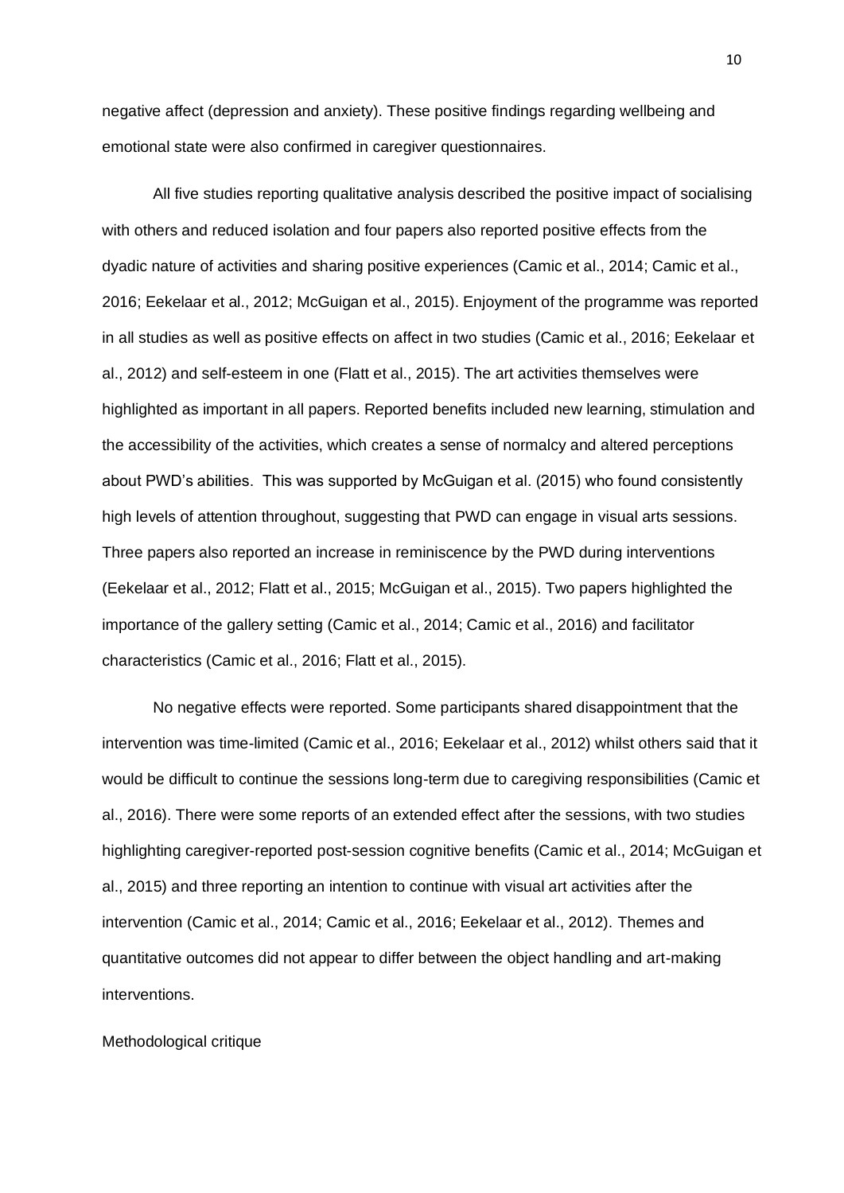negative affect (depression and anxiety). These positive findings regarding wellbeing and emotional state were also confirmed in caregiver questionnaires.

All five studies reporting qualitative analysis described the positive impact of socialising with others and reduced isolation and four papers also reported positive effects from the dyadic nature of activities and sharing positive experiences (Camic et al., 2014; Camic et al., 2016; Eekelaar et al., 2012; McGuigan et al., 2015). Enjoyment of the programme was reported in all studies as well as positive effects on affect in two studies (Camic et al., 2016; Eekelaar et al., 2012) and self-esteem in one (Flatt et al., 2015). The art activities themselves were highlighted as important in all papers. Reported benefits included new learning, stimulation and the accessibility of the activities, which creates a sense of normalcy and altered perceptions about PWD's abilities. This was supported by McGuigan et al. (2015) who found consistently high levels of attention throughout, suggesting that PWD can engage in visual arts sessions. Three papers also reported an increase in reminiscence by the PWD during interventions (Eekelaar et al., 2012; Flatt et al., 2015; McGuigan et al., 2015). Two papers highlighted the importance of the gallery setting (Camic et al., 2014; Camic et al., 2016) and facilitator characteristics (Camic et al., 2016; Flatt et al., 2015).

No negative effects were reported. Some participants shared disappointment that the intervention was time-limited (Camic et al., 2016; Eekelaar et al., 2012) whilst others said that it would be difficult to continue the sessions long-term due to caregiving responsibilities (Camic et al., 2016). There were some reports of an extended effect after the sessions, with two studies highlighting caregiver-reported post-session cognitive benefits (Camic et al., 2014; McGuigan et al., 2015) and three reporting an intention to continue with visual art activities after the intervention (Camic et al., 2014; Camic et al., 2016; Eekelaar et al., 2012). Themes and quantitative outcomes did not appear to differ between the object handling and art-making interventions.

Methodological critique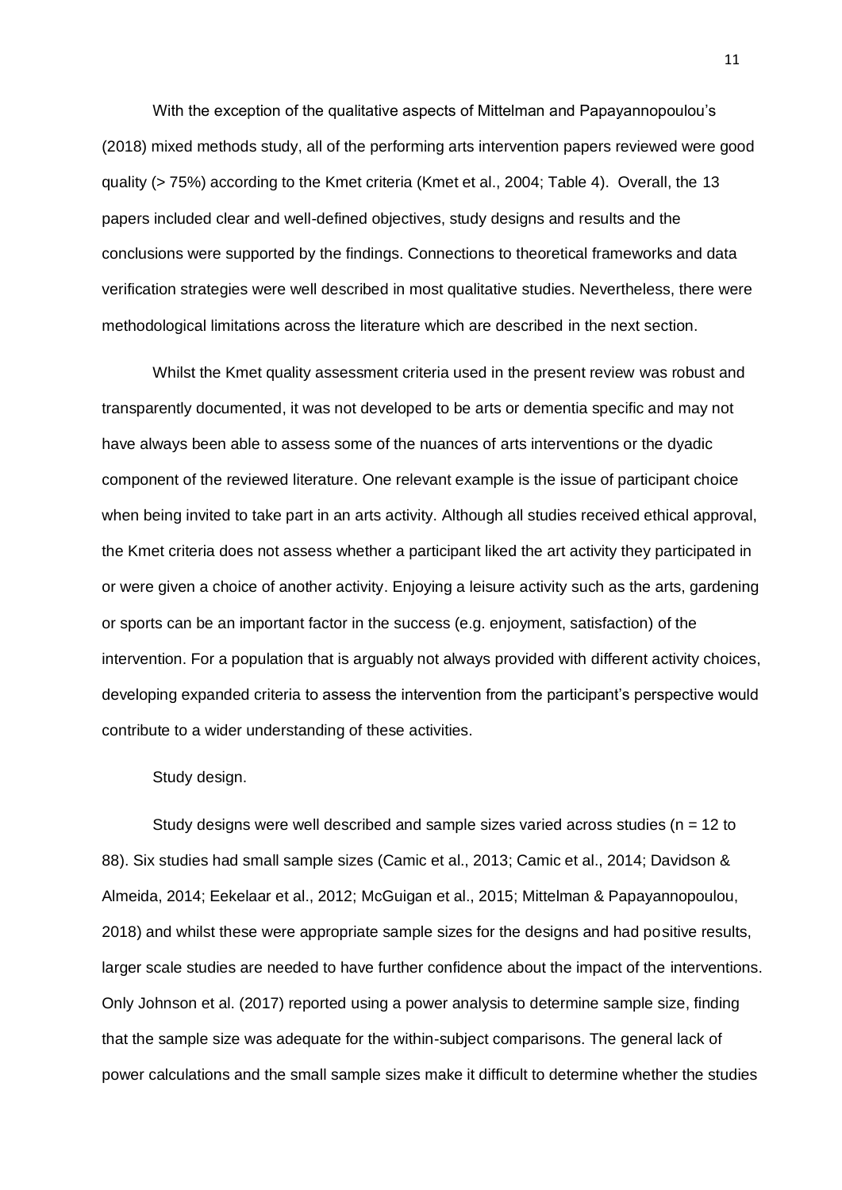With the exception of the qualitative aspects of Mittelman and Papayannopoulou's (2018) mixed methods study, all of the performing arts intervention papers reviewed were good quality (> 75%) according to the Kmet criteria (Kmet et al., 2004; Table 4). Overall, the 13 papers included clear and well-defined objectives, study designs and results and the conclusions were supported by the findings. Connections to theoretical frameworks and data verification strategies were well described in most qualitative studies. Nevertheless, there were methodological limitations across the literature which are described in the next section.

Whilst the Kmet quality assessment criteria used in the present review was robust and transparently documented, it was not developed to be arts or dementia specific and may not have always been able to assess some of the nuances of arts interventions or the dyadic component of the reviewed literature. One relevant example is the issue of participant choice when being invited to take part in an arts activity. Although all studies received ethical approval, the Kmet criteria does not assess whether a participant liked the art activity they participated in or were given a choice of another activity. Enjoying a leisure activity such as the arts, gardening or sports can be an important factor in the success (e.g. enjoyment, satisfaction) of the intervention. For a population that is arguably not always provided with different activity choices, developing expanded criteria to assess the intervention from the participant's perspective would contribute to a wider understanding of these activities.

### Study design.

Study designs were well described and sample sizes varied across studies (n = 12 to 88). Six studies had small sample sizes (Camic et al., 2013; Camic et al., 2014; Davidson & Almeida, 2014; Eekelaar et al., 2012; McGuigan et al., 2015; Mittelman & Papayannopoulou, 2018) and whilst these were appropriate sample sizes for the designs and had positive results, larger scale studies are needed to have further confidence about the impact of the interventions. Only Johnson et al. (2017) reported using a power analysis to determine sample size, finding that the sample size was adequate for the within-subject comparisons. The general lack of power calculations and the small sample sizes make it difficult to determine whether the studies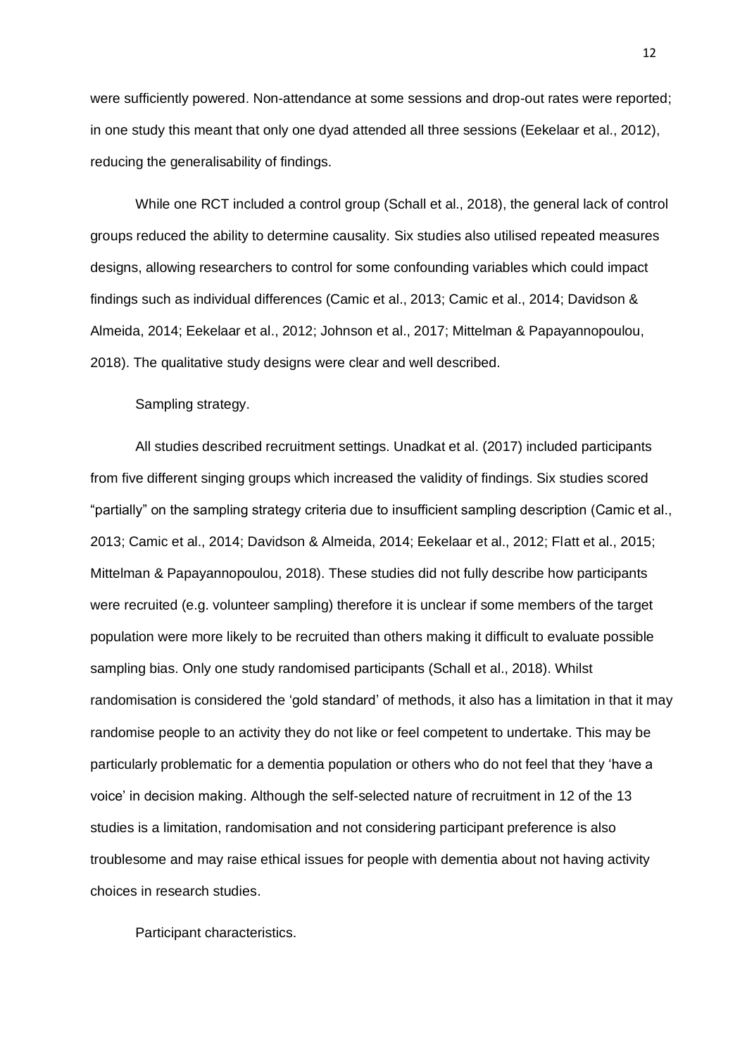were sufficiently powered. Non-attendance at some sessions and drop-out rates were reported; in one study this meant that only one dyad attended all three sessions (Eekelaar et al., 2012), reducing the generalisability of findings.

While one RCT included a control group (Schall et al., 2018), the general lack of control groups reduced the ability to determine causality. Six studies also utilised repeated measures designs, allowing researchers to control for some confounding variables which could impact findings such as individual differences (Camic et al., 2013; Camic et al., 2014; Davidson & Almeida, 2014; Eekelaar et al., 2012; Johnson et al., 2017; Mittelman & Papayannopoulou, 2018). The qualitative study designs were clear and well described.

#### Sampling strategy.

All studies described recruitment settings. Unadkat et al. (2017) included participants from five different singing groups which increased the validity of findings. Six studies scored "partially" on the sampling strategy criteria due to insufficient sampling description (Camic et al., 2013; Camic et al., 2014; Davidson & Almeida, 2014; Eekelaar et al., 2012; Flatt et al., 2015; Mittelman & Papayannopoulou, 2018). These studies did not fully describe how participants were recruited (e.g. volunteer sampling) therefore it is unclear if some members of the target population were more likely to be recruited than others making it difficult to evaluate possible sampling bias. Only one study randomised participants (Schall et al., 2018). Whilst randomisation is considered the 'gold standard' of methods, it also has a limitation in that it may randomise people to an activity they do not like or feel competent to undertake. This may be particularly problematic for a dementia population or others who do not feel that they 'have a voice' in decision making. Although the self-selected nature of recruitment in 12 of the 13 studies is a limitation, randomisation and not considering participant preference is also troublesome and may raise ethical issues for people with dementia about not having activity choices in research studies.

#### Participant characteristics.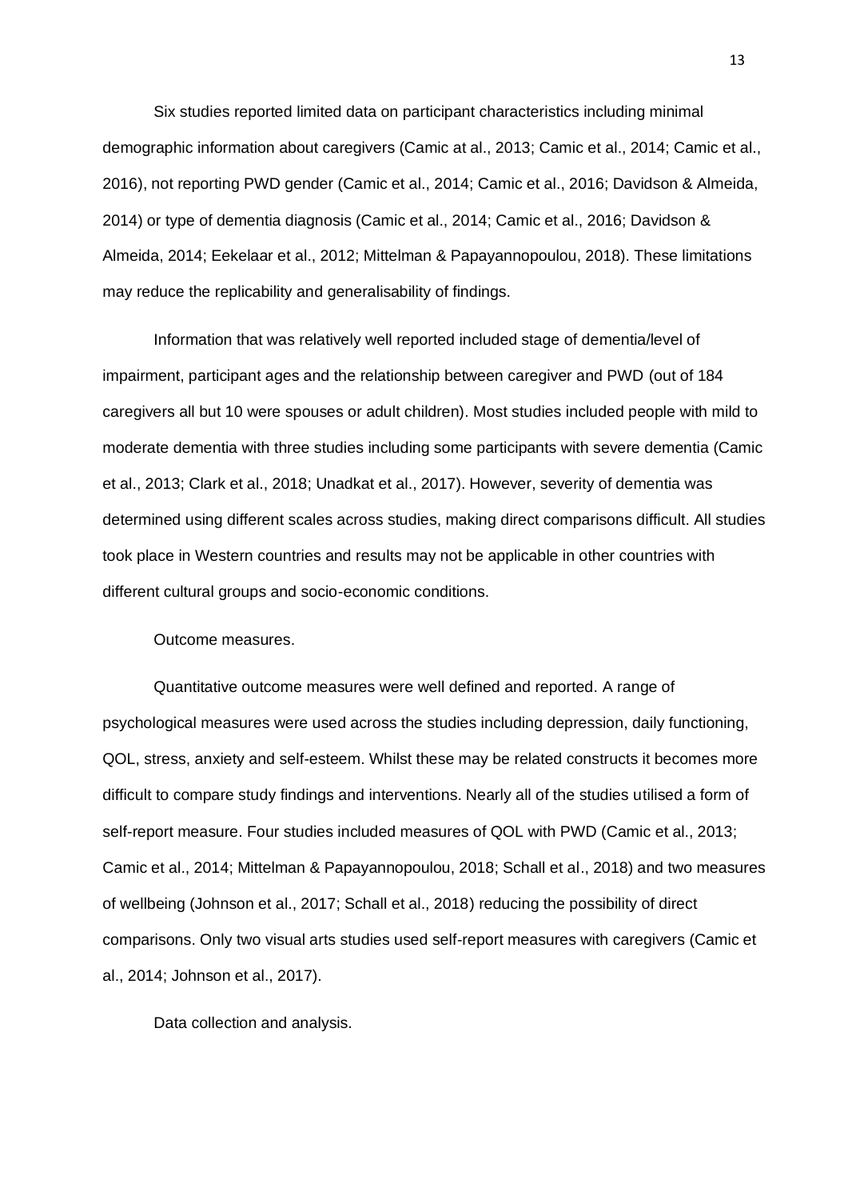Six studies reported limited data on participant characteristics including minimal demographic information about caregivers (Camic at al., 2013; Camic et al., 2014; Camic et al., 2016), not reporting PWD gender (Camic et al., 2014; Camic et al., 2016; Davidson & Almeida, 2014) or type of dementia diagnosis (Camic et al., 2014; Camic et al., 2016; Davidson & Almeida, 2014; Eekelaar et al., 2012; Mittelman & Papayannopoulou, 2018). These limitations may reduce the replicability and generalisability of findings.

Information that was relatively well reported included stage of dementia/level of impairment, participant ages and the relationship between caregiver and PWD (out of 184 caregivers all but 10 were spouses or adult children). Most studies included people with mild to moderate dementia with three studies including some participants with severe dementia (Camic et al., 2013; Clark et al., 2018; Unadkat et al., 2017). However, severity of dementia was determined using different scales across studies, making direct comparisons difficult. All studies took place in Western countries and results may not be applicable in other countries with different cultural groups and socio-economic conditions.

### Outcome measures.

Quantitative outcome measures were well defined and reported. A range of psychological measures were used across the studies including depression, daily functioning, QOL, stress, anxiety and self-esteem. Whilst these may be related constructs it becomes more difficult to compare study findings and interventions. Nearly all of the studies utilised a form of self-report measure. Four studies included measures of QOL with PWD (Camic et al., 2013; Camic et al., 2014; Mittelman & Papayannopoulou, 2018; Schall et al., 2018) and two measures of wellbeing (Johnson et al., 2017; Schall et al., 2018) reducing the possibility of direct comparisons. Only two visual arts studies used self-report measures with caregivers (Camic et al., 2014; Johnson et al., 2017).

### Data collection and analysis.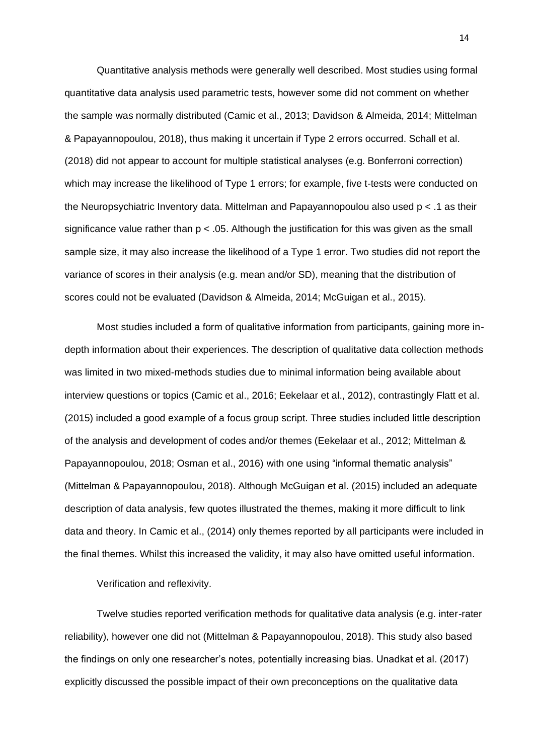Quantitative analysis methods were generally well described. Most studies using formal quantitative data analysis used parametric tests, however some did not comment on whether the sample was normally distributed (Camic et al., 2013; Davidson & Almeida, 2014; Mittelman & Papayannopoulou, 2018), thus making it uncertain if Type 2 errors occurred. Schall et al. (2018) did not appear to account for multiple statistical analyses (e.g. Bonferroni correction) which may increase the likelihood of Type 1 errors; for example, five t-tests were conducted on the Neuropsychiatric Inventory data. Mittelman and Papayannopoulou also used $p < .1$ as their significance value rather than $p < .05$. Although the justification for this was given as the small sample size, it may also increase the likelihood of a Type 1 error. Two studies did not report the variance of scores in their analysis (e.g. mean and/or SD), meaning that the distribution of scores could not be evaluated (Davidson & Almeida, 2014; McGuigan et al., 2015).

Most studies included a form of qualitative information from participants, gaining more in-depth information about their experiences. The description of qualitative data collection methods was limited in two mixed-methods studies due to minimal information being available about interview questions or topics (Camic et al., 2016; Eekelaar et al., 2012), contrastingly Flatt et al. (2015) included a good example of a focus group script. Three studies included little description of the analysis and development of codes and/or themes (Eekelaar et al., 2012; Mittelman & Papayannopoulou, 2018; Osman et al., 2016) with one using "informal thematic analysis" (Mittelman & Papayannopoulou, 2018). Although McGuigan et al. (2015) included an adequate description of data analysis, few quotes illustrated the themes, making it more difficult to link data and theory. In Camic et al., (2014) only themes reported by all participants were included in the final themes. Whilst this increased the validity, it may also have omitted useful information.

Verification and reflexivity.

Twelve studies reported verification methods for qualitative data analysis (e.g. inter-rater reliability), however one did not (Mittelman & Papayannopoulou, 2018). This study also based the findings on only one researcher's notes, potentially increasing bias. Unadkat et al. (2017) explicitly discussed the possible impact of their own preconceptions on the qualitative data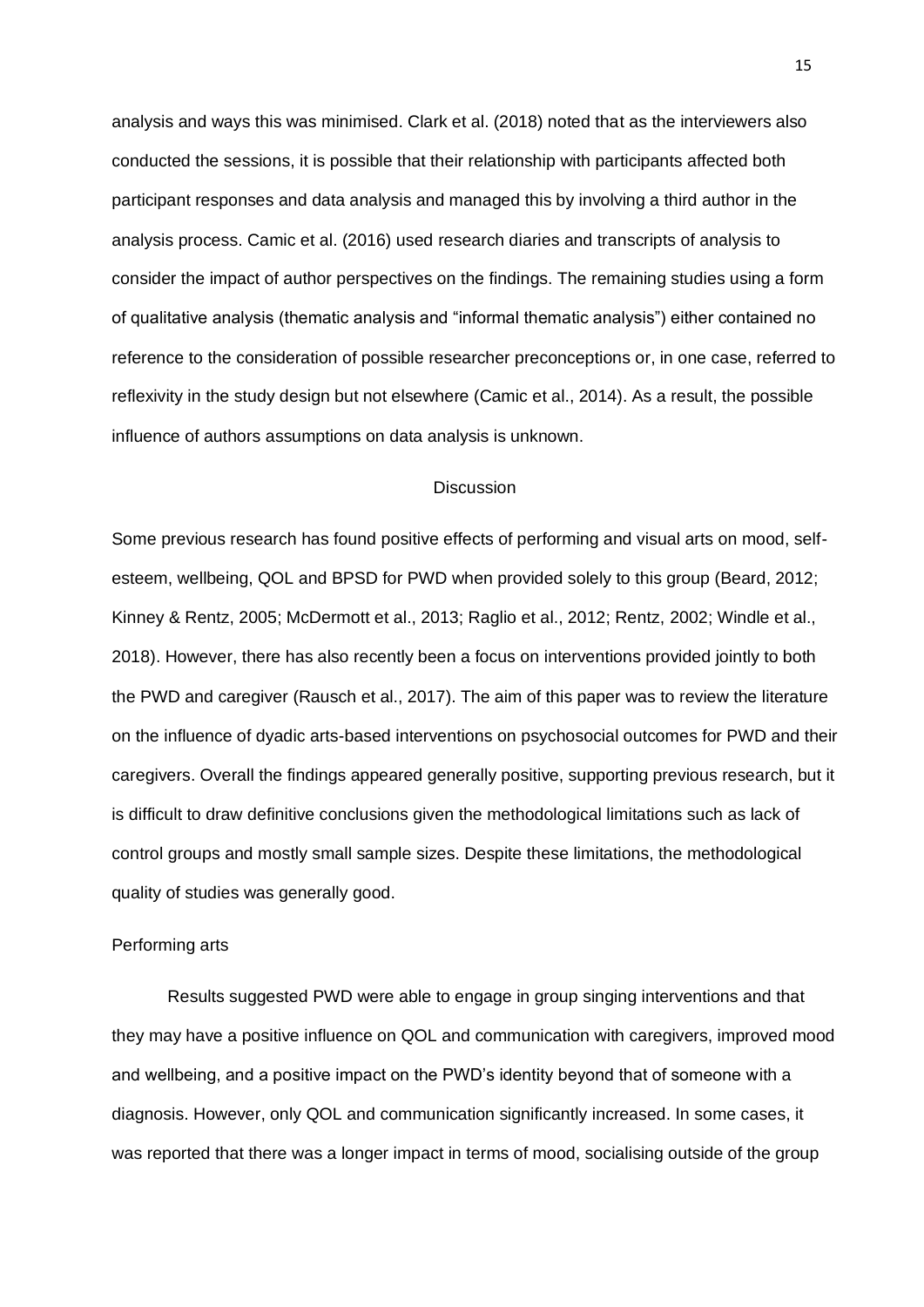analysis and ways this was minimised. Clark et al. (2018) noted that as the interviewers also conducted the sessions, it is possible that their relationship with participants affected both participant responses and data analysis and managed this by involving a third author in the analysis process. Camic et al. (2016) used research diaries and transcripts of analysis to consider the impact of author perspectives on the findings. The remaining studies using a form of qualitative analysis (thematic analysis and "informal thematic analysis") either contained no reference to the consideration of possible researcher preconceptions or, in one case, referred to reflexivity in the study design but not elsewhere (Camic et al., 2014). As a result, the possible influence of authors assumptions on data analysis is unknown.

# Discussion

Some previous research has found positive effects of performing and visual arts on mood, self-esteem, wellbeing, QOL and BPSD for PWD when provided solely to this group (Beard, 2012; Kinney & Rentz, 2005; McDermott et al., 2013; Raglio et al., 2012; Rentz, 2002; Windle et al., 2018). However, there has also recently been a focus on interventions provided jointly to both the PWD and caregiver (Rausch et al., 2017). The aim of this paper was to review the literature on the influence of dyadic arts-based interventions on psychosocial outcomes for PWD and their caregivers. Overall the findings appeared generally positive, supporting previous research, but it is difficult to draw definitive conclusions given the methodological limitations such as lack of control groups and mostly small sample sizes. Despite these limitations, the methodological quality of studies was generally good.

## Performing arts

Results suggested PWD were able to engage in group singing interventions and that they may have a positive influence on QOL and communication with caregivers, improved mood and wellbeing, and a positive impact on the PWD's identity beyond that of someone with a diagnosis. However, only QOL and communication significantly increased. In some cases, it was reported that there was a longer impact in terms of mood, socialising outside of the group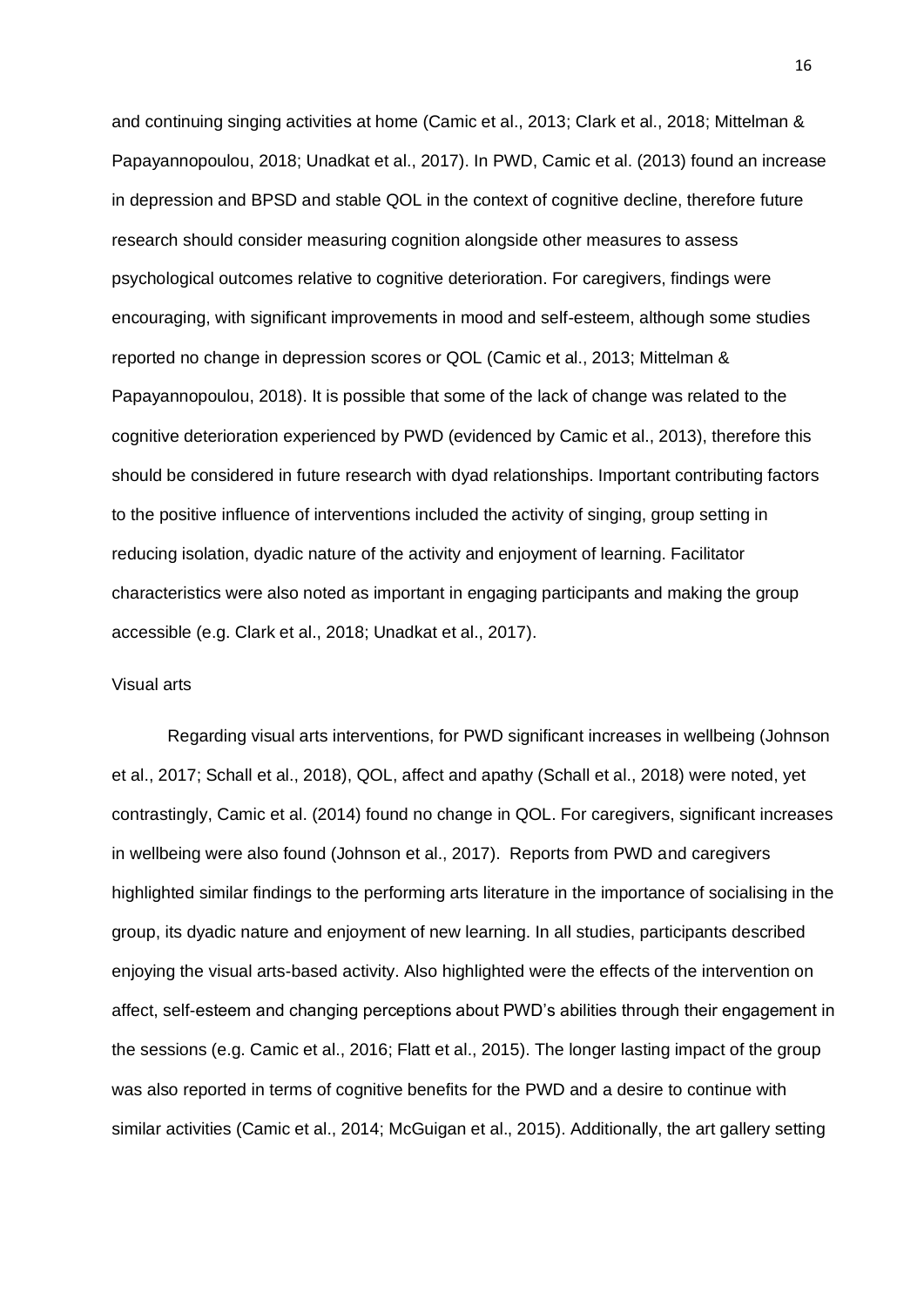and continuing singing activities at home (Camic et al., 2013; Clark et al., 2018; Mittelman & Papayannopoulou, 2018; Unadkat et al., 2017). In PWD, Camic et al. (2013) found an increase in depression and BPSD and stable QOL in the context of cognitive decline, therefore future research should consider measuring cognition alongside other measures to assess psychological outcomes relative to cognitive deterioration. For caregivers, findings were encouraging, with significant improvements in mood and self-esteem, although some studies reported no change in depression scores or QOL (Camic et al., 2013; Mittelman & Papayannopoulou, 2018). It is possible that some of the lack of change was related to the cognitive deterioration experienced by PWD (evidenced by Camic et al., 2013), therefore this should be considered in future research with dyad relationships. Important contributing factors to the positive influence of interventions included the activity of singing, group setting in reducing isolation, dyadic nature of the activity and enjoyment of learning. Facilitator characteristics were also noted as important in engaging participants and making the group accessible (e.g. Clark et al., 2018; Unadkat et al., 2017).

### Visual arts

Regarding visual arts interventions, for PWD significant increases in wellbeing (Johnson et al., 2017; Schall et al., 2018), QOL, affect and apathy (Schall et al., 2018) were noted, yet contrastingly, Camic et al. (2014) found no change in QOL. For caregivers, significant increases in wellbeing were also found (Johnson et al., 2017). Reports from PWD and caregivers highlighted similar findings to the performing arts literature in the importance of socialising in the group, its dyadic nature and enjoyment of new learning. In all studies, participants described enjoying the visual arts-based activity. Also highlighted were the effects of the intervention on affect, self-esteem and changing perceptions about PWD's abilities through their engagement in the sessions (e.g. Camic et al., 2016; Flatt et al., 2015). The longer lasting impact of the group was also reported in terms of cognitive benefits for the PWD and a desire to continue with similar activities (Camic et al., 2014; McGuigan et al., 2015). Additionally, the art gallery setting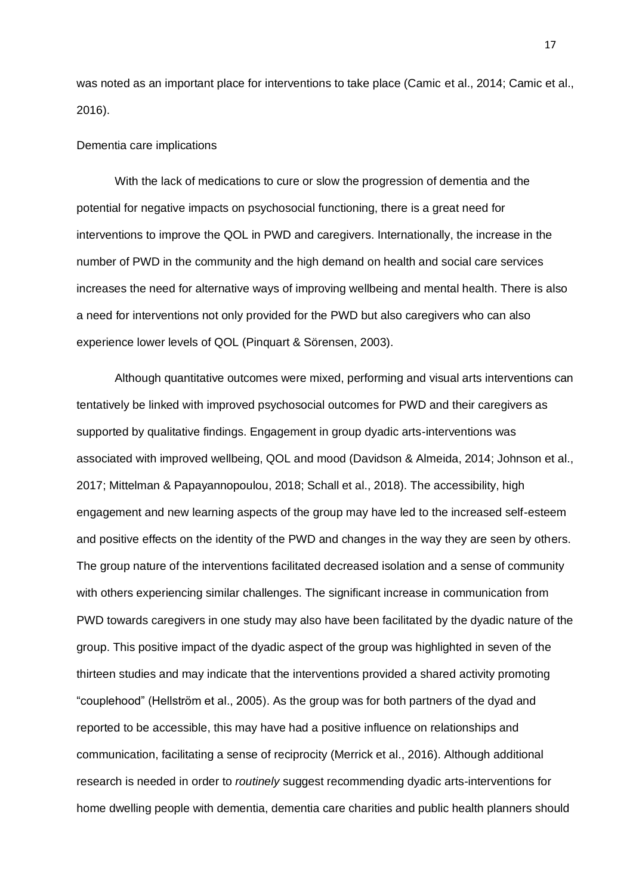was noted as an important place for interventions to take place (Camic et al., 2014; Camic et al., 2016).

## Dementia care implications

With the lack of medications to cure or slow the progression of dementia and the potential for negative impacts on psychosocial functioning, there is a great need for interventions to improve the QOL in PWD and caregivers. Internationally, the increase in the number of PWD in the community and the high demand on health and social care services increases the need for alternative ways of improving wellbeing and mental health. There is also a need for interventions not only provided for the PWD but also caregivers who can also experience lower levels of QOL (Pinquart & Sörensen, 2003).

Although quantitative outcomes were mixed, performing and visual arts interventions can tentatively be linked with improved psychosocial outcomes for PWD and their caregivers as supported by qualitative findings. Engagement in group dyadic arts-interventions was associated with improved wellbeing, QOL and mood (Davidson & Almeida, 2014; Johnson et al., 2017; Mittelman & Papayannopoulou, 2018; Schall et al., 2018). The accessibility, high engagement and new learning aspects of the group may have led to the increased self-esteem and positive effects on the identity of the PWD and changes in the way they are seen by others. The group nature of the interventions facilitated decreased isolation and a sense of community with others experiencing similar challenges. The significant increase in communication from PWD towards caregivers in one study may also have been facilitated by the dyadic nature of the group. This positive impact of the dyadic aspect of the group was highlighted in seven of the thirteen studies and may indicate that the interventions provided a shared activity promoting "couplehood" (Hellström et al., 2005). As the group was for both partners of the dyad and reported to be accessible, this may have had a positive influence on relationships and communication, facilitating a sense of reciprocity (Merrick et al., 2016). Although additional research is needed in order to *routinely* suggest recommending dyadic arts-interventions for home dwelling people with dementia, dementia care charities and public health planners should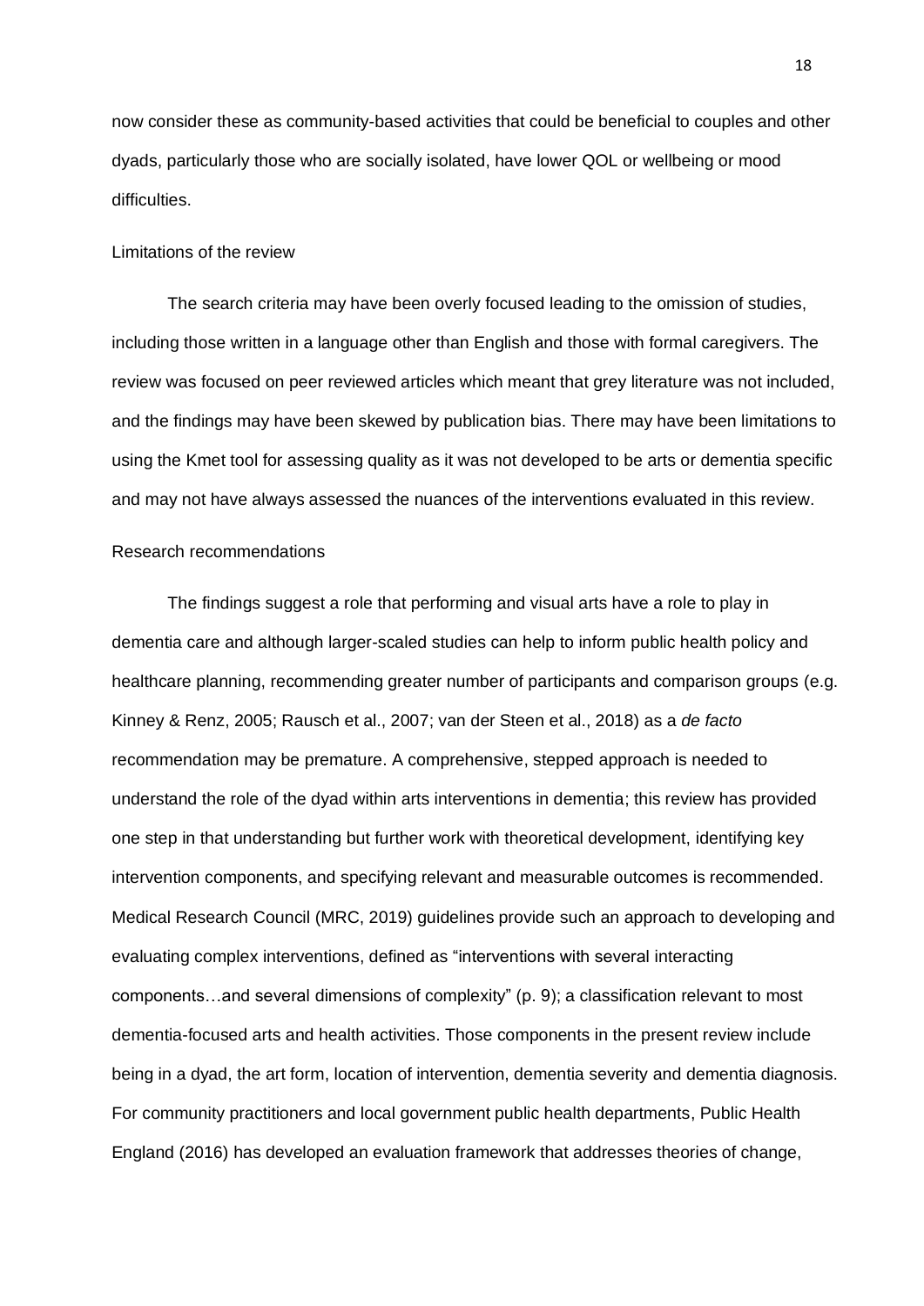now consider these as community-based activities that could be beneficial to couples and other dyads, particularly those who are socially isolated, have lower QOL or wellbeing or mood difficulties.

### Limitations of the review

The search criteria may have been overly focused leading to the omission of studies, including those written in a language other than English and those with formal caregivers. The review was focused on peer reviewed articles which meant that grey literature was not included, and the findings may have been skewed by publication bias. There may have been limitations to using the Kmet tool for assessing quality as it was not developed to be arts or dementia specific and may not have always assessed the nuances of the interventions evaluated in this review.

### Research recommendations

The findings suggest a role that performing and visual arts have a role to play in dementia care and although larger-scaled studies can help to inform public health policy and healthcare planning, recommending greater number of participants and comparison groups (e.g. Kinney & Renz, 2005; Rausch et al., 2007; van der Steen et al., 2018) as a *de facto* recommendation may be premature. A comprehensive, stepped approach is needed to understand the role of the dyad within arts interventions in dementia; this review has provided one step in that understanding but further work with theoretical development, identifying key intervention components, and specifying relevant and measurable outcomes is recommended. Medical Research Council (MRC, 2019) guidelines provide such an approach to developing and evaluating complex interventions, defined as "interventions with several interacting components…and several dimensions of complexity" (p. 9); a classification relevant to most dementia-focused arts and health activities. Those components in the present review include being in a dyad, the art form, location of intervention, dementia severity and dementia diagnosis. For community practitioners and local government public health departments, Public Health England (2016) has developed an evaluation framework that addresses theories of change,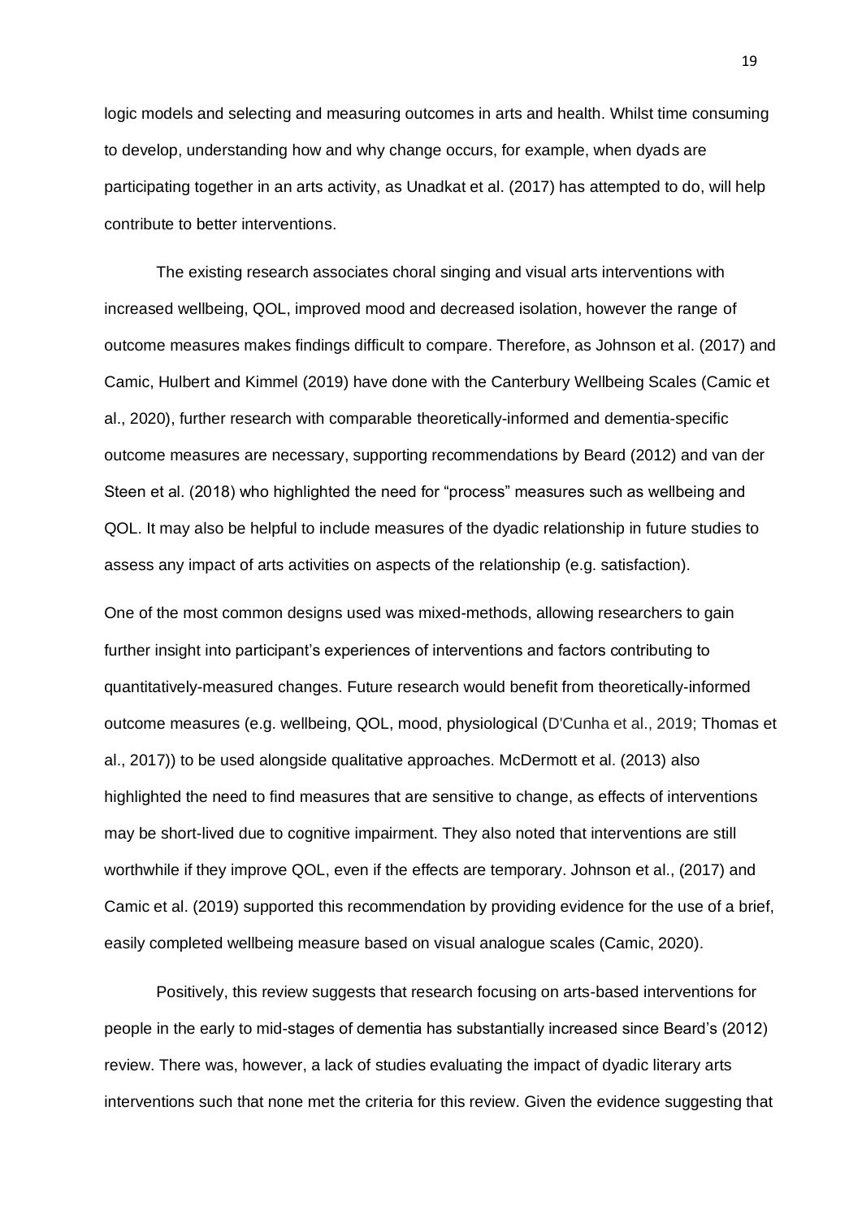logic models and selecting and measuring outcomes in arts and health. Whilst time consuming to develop, understanding how and why change occurs, for example, when dyads are participating together in an arts activity, as Unadkat et al. (2017) has attempted to do, will help contribute to better interventions.

The existing research associates choral singing and visual arts interventions with increased wellbeing, QOL, improved mood and decreased isolation, however the range of outcome measures makes findings difficult to compare. Therefore, as Johnson et al. (2017) and Camic, Hulbert and Kimmel (2019) have done with the Canterbury Wellbeing Scales (Camic et al., 2020), further research with comparable theoretically-informed and dementia-specific outcome measures are necessary, supporting recommendations by Beard (2012) and van der Steen et al. (2018) who highlighted the need for "process" measures such as wellbeing and QOL. It may also be helpful to include measures of the dyadic relationship in future studies to assess any impact of arts activities on aspects of the relationship (e.g. satisfaction).

One of the most common designs used was mixed-methods, allowing researchers to gain further insight into participant's experiences of interventions and factors contributing to quantitatively-measured changes. Future research would benefit from theoretically-informed outcome measures (e.g. wellbeing, QOL, mood, physiological (D'Cunha et al., 2019; Thomas et al., 2017)) to be used alongside qualitative approaches. McDermott et al. (2013) also highlighted the need to find measures that are sensitive to change, as effects of interventions may be short-lived due to cognitive impairment. They also noted that interventions are still worthwhile if they improve QOL, even if the effects are temporary. Johnson et al., (2017) and Camic et al. (2019) supported this recommendation by providing evidence for the use of a brief, easily completed wellbeing measure based on visual analogue scales (Camic, 2020).

Positively, this review suggests that research focusing on arts-based interventions for people in the early to mid-stages of dementia has substantially increased since Beard's (2012) review. There was, however, a lack of studies evaluating the impact of dyadic literary arts interventions such that none met the criteria for this review. Given the evidence suggesting that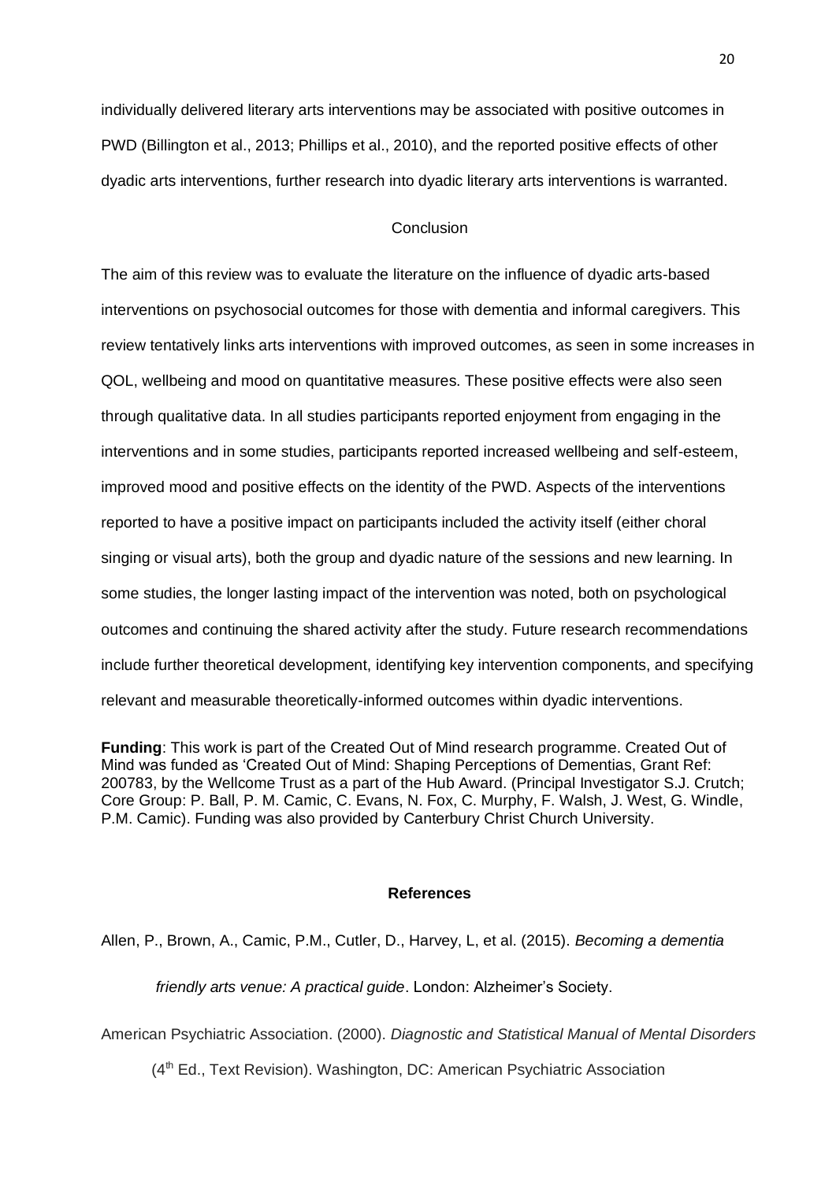individually delivered literary arts interventions may be associated with positive outcomes in PWD (Billington et al., 2013; Phillips et al., 2010), and the reported positive effects of other dyadic arts interventions, further research into dyadic literary arts interventions is warranted.

## Conclusion

The aim of this review was to evaluate the literature on the influence of dyadic arts-based interventions on psychosocial outcomes for those with dementia and informal caregivers. This review tentatively links arts interventions with improved outcomes, as seen in some increases in QOL, wellbeing and mood on quantitative measures. These positive effects were also seen through qualitative data. In all studies participants reported enjoyment from engaging in the interventions and in some studies, participants reported increased wellbeing and self-esteem, improved mood and positive effects on the identity of the PWD. Aspects of the interventions reported to have a positive impact on participants included the activity itself (either choral singing or visual arts), both the group and dyadic nature of the sessions and new learning. In some studies, the longer lasting impact of the intervention was noted, both on psychological outcomes and continuing the shared activity after the study. Future research recommendations include further theoretical development, identifying key intervention components, and specifying relevant and measurable theoretically-informed outcomes within dyadic interventions.

**Funding**: This work is part of the Created Out of Mind research programme. Created Out of Mind was funded as 'Created Out of Mind: Shaping Perceptions of Dementias, Grant Ref: 200783, by the Wellcome Trust as a part of the Hub Award. (Principal Investigator S.J. Crutch; Core Group: P. Ball, P. M. Camic, C. Evans, N. Fox, C. Murphy, F. Walsh, J. West, G. Windle, P.M. Camic). Funding was also provided by Canterbury Christ Church University.

## References

Allen, P., Brown, A., Camic, P.M., Cutler, D., Harvey, L, et al. (2015). *Becoming a dementia friendly arts venue: A practical guide*. London: Alzheimer's Society.

American Psychiatric Association. (2000). *Diagnostic and Statistical Manual of Mental Disorders* (4th Ed., Text Revision). Washington, DC: American Psychiatric Association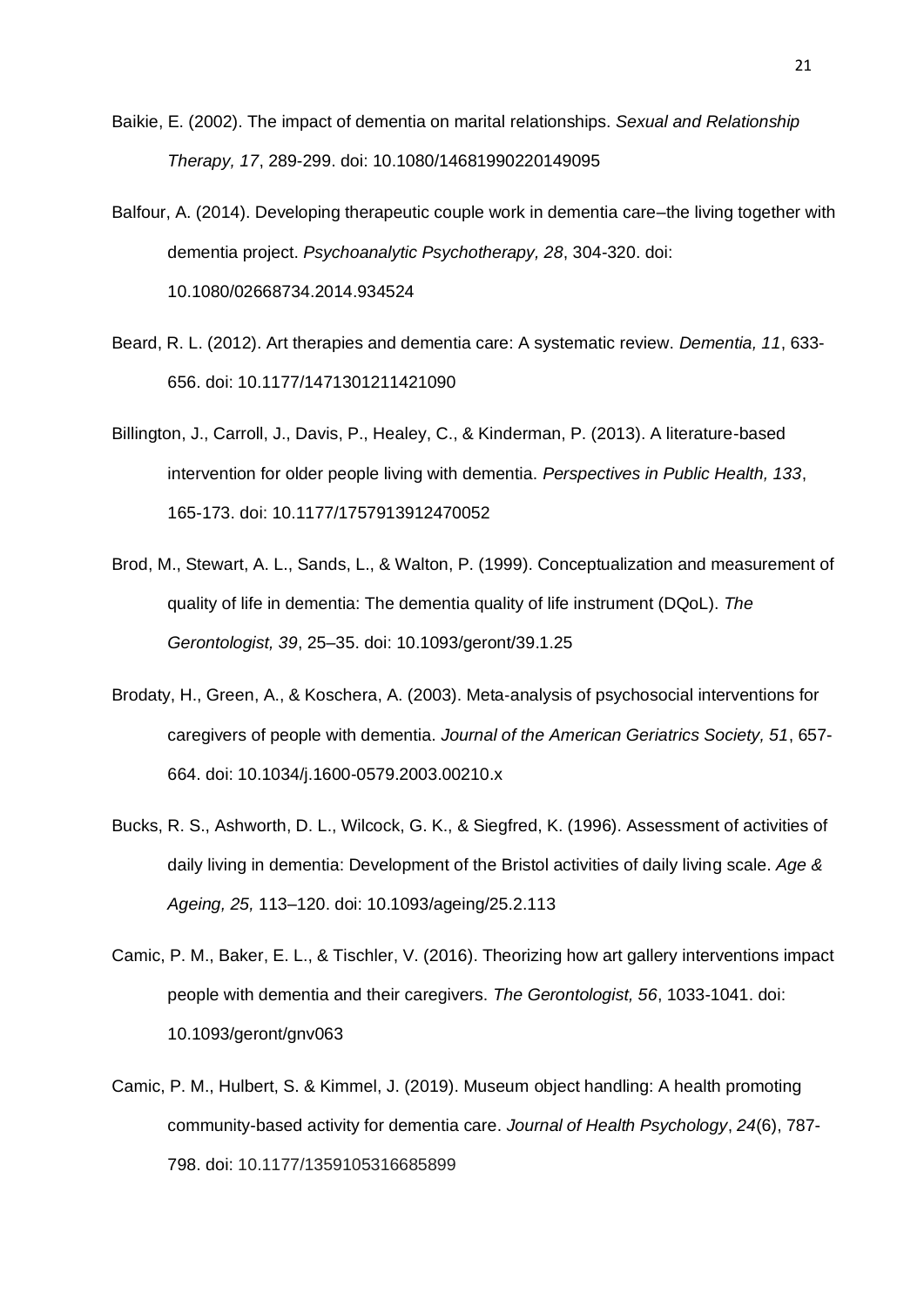Baikie, E. (2002). The impact of dementia on marital relationships. *Sexual and Relationship Therapy, 17*, 289-299. doi: 10.1080/14681990220149095

Balfour, A. (2014). Developing therapeutic couple work in dementia care–the living together with dementia project. *Psychoanalytic Psychotherapy, 28*, 304-320. doi: 10.1080/02668734.2014.934524

Beard, R. L. (2012). Art therapies and dementia care: A systematic review. *Dementia, 11*, 633-656. doi: 10.1177/1471301211421090

Billington, J., Carroll, J., Davis, P., Healey, C., & Kinderman, P. (2013). A literature-based intervention for older people living with dementia. *Perspectives in Public Health, 133*, 165-173. doi: 10.1177/1757913912470052

Brod, M., Stewart, A. L., Sands, L., & Walton, P. (1999). Conceptualization and measurement of quality of life in dementia: The dementia quality of life instrument (DQoL). *The Gerontologist, 39*, 25–35. doi: 10.1093/geront/39.1.25

Brodaty, H., Green, A., & Koschera, A. (2003). Meta-analysis of psychosocial interventions for caregivers of people with dementia. *Journal of the American Geriatrics Society, 51*, 657-664. doi: 10.1034/j.1600-0579.2003.00210.x

Bucks, R. S., Ashworth, D. L., Wilcock, G. K., & Siegfred, K. (1996). Assessment of activities of daily living in dementia: Development of the Bristol activities of daily living scale. *Age & Ageing, 25,* 113–120. doi: 10.1093/ageing/25.2.113

Camic, P. M., Baker, E. L., & Tischler, V. (2016). Theorizing how art gallery interventions impact people with dementia and their caregivers. *The Gerontologist, 56*, 1033-1041. doi: 10.1093/geront/gnv063

Camic, P. M., Hulbert, S. & Kimmel, J. (2019). Museum object handling: A health promoting community-based activity for dementia care. *Journal of Health Psychology*, *24*(6), 787-798. doi: 10.1177/1359105316685899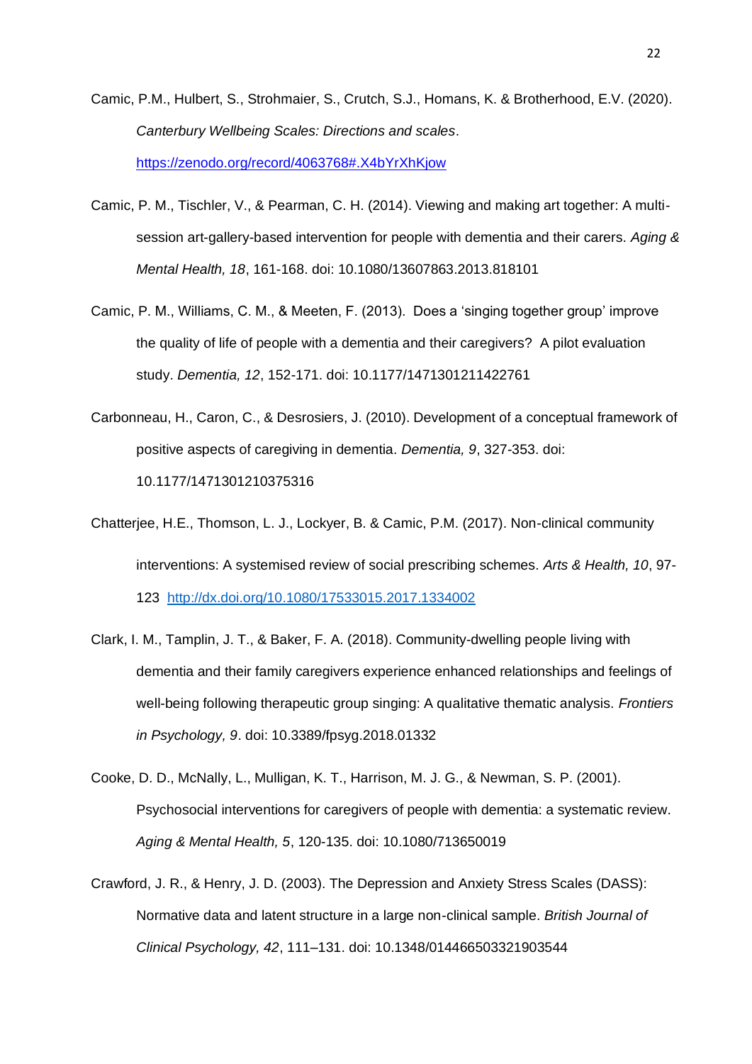Camic, P.M., Hulbert, S., Strohmaier, S., Crutch, S.J., Homans, K. & Brotherhood, E.V. (2020). *Canterbury Wellbeing Scales: Directions and scales*. https://zenodo.org/record/4063768#.X4bYrXhKjow

Camic, P. M., Tischler, V., & Pearman, C. H. (2014). Viewing and making art together: A multi-session art-gallery-based intervention for people with dementia and their carers. *Aging & Mental Health, 18*, 161-168. doi: 10.1080/13607863.2013.818101

Camic, P. M., Williams, C. M., & Meeten, F. (2013). Does a 'singing together group' improve the quality of life of people with a dementia and their caregivers? A pilot evaluation study. *Dementia, 12*, 152-171. doi: 10.1177/1471301211422761

Carbonneau, H., Caron, C., & Desrosiers, J. (2010). Development of a conceptual framework of positive aspects of caregiving in dementia. *Dementia, 9*, 327-353. doi: 10.1177/1471301210375316

Chatterjee, H.E., Thomson, L. J., Lockyer, B. & Camic, P.M. (2017). Non-clinical community interventions: A systemised review of social prescribing schemes. *Arts & Health, 10*, 97-123 http://dx.doi.org/10.1080/17533015.2017.1334002

Clark, I. M., Tamplin, J. T., & Baker, F. A. (2018). Community-dwelling people living with dementia and their family caregivers experience enhanced relationships and feelings of well-being following therapeutic group singing: A qualitative thematic analysis. *Frontiers in Psychology, 9*. doi: 10.3389/fpsyg.2018.01332

Cooke, D. D., McNally, L., Mulligan, K. T., Harrison, M. J. G., & Newman, S. P. (2001). Psychosocial interventions for caregivers of people with dementia: a systematic review. *Aging & Mental Health, 5*, 120-135. doi: 10.1080/713650019

Crawford, J. R., & Henry, J. D. (2003). The Depression and Anxiety Stress Scales (DASS): Normative data and latent structure in a large non-clinical sample. *British Journal of Clinical Psychology, 42*, 111–131. doi: 10.1348/014466503321903544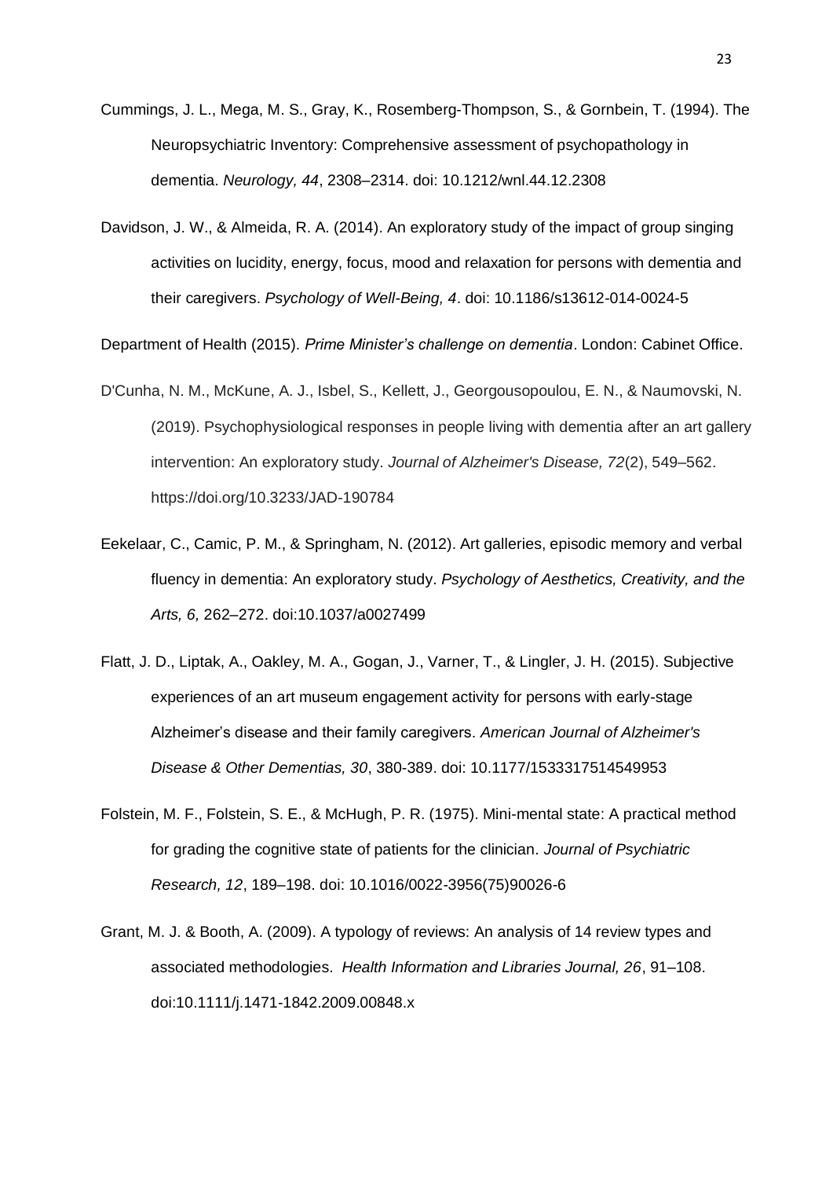Cummings, J. L., Mega, M. S., Gray, K., Rosemberg-Thompson, S., & Gornbein, T. (1994). The Neuropsychiatric Inventory: Comprehensive assessment of psychopathology in dementia. *Neurology, 44*, 2308–2314. doi: 10.1212/wnl.44.12.2308

Davidson, J. W., & Almeida, R. A. (2014). An exploratory study of the impact of group singing activities on lucidity, energy, focus, mood and relaxation for persons with dementia and their caregivers. *Psychology of Well-Being, 4*. doi: 10.1186/s13612-014-0024-5

Department of Health (2015). *Prime Minister's challenge on dementia*. London: Cabinet Office.

D'Cunha, N. M., McKune, A. J., Isbel, S., Kellett, J., Georgousopoulou, E. N., & Naumovski, N. (2019). Psychophysiological responses in people living with dementia after an art gallery intervention: An exploratory study. *Journal of Alzheimer's Disease, 72*(2), 549–562. https://doi.org/10.3233/JAD-190784

Eekelaar, C., Camic, P. M., & Springham, N. (2012). Art galleries, episodic memory and verbal fluency in dementia: An exploratory study. *Psychology of Aesthetics, Creativity, and the Arts, 6,* 262–272. doi:10.1037/a0027499

Flatt, J. D., Liptak, A., Oakley, M. A., Gogan, J., Varner, T., & Lingler, J. H. (2015). Subjective experiences of an art museum engagement activity for persons with early-stage Alzheimer's disease and their family caregivers. *American Journal of Alzheimer's Disease & Other Dementias, 30*, 380-389. doi: 10.1177/1533317514549953

Folstein, M. F., Folstein, S. E., & McHugh, P. R. (1975). Mini-mental state: A practical method for grading the cognitive state of patients for the clinician. *Journal of Psychiatric Research, 12*, 189–198. doi: 10.1016/0022-3956(75)90026-6

Grant, M. J. & Booth, A. (2009). A typology of reviews: An analysis of 14 review types and associated methodologies. *Health Information and Libraries Journal, 26*, 91–108. doi:10.1111/j.1471-1842.2009.00848.x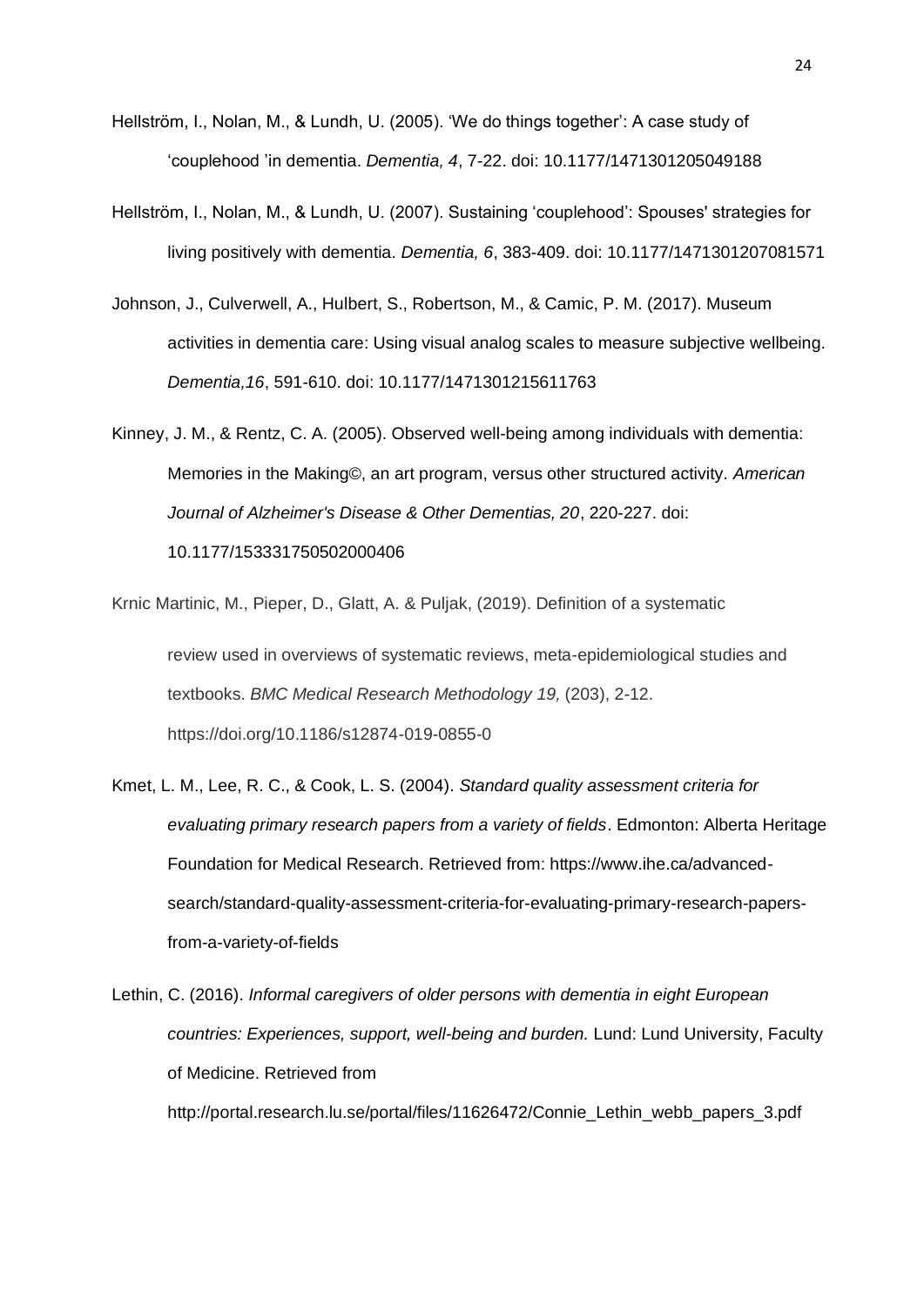Hellström, I., Nolan, M., & Lundh, U. (2005). 'We do things together': A case study of 'couplehood 'in dementia. *Dementia, 4*, 7-22. doi: 10.1177/1471301205049188

Hellström, I., Nolan, M., & Lundh, U. (2007). Sustaining 'couplehood': Spouses' strategies for living positively with dementia. *Dementia, 6*, 383-409. doi: 10.1177/1471301207081571

Johnson, J., Culverwell, A., Hulbert, S., Robertson, M., & Camic, P. M. (2017). Museum activities in dementia care: Using visual analog scales to measure subjective wellbeing. *Dementia,16*, 591-610. doi: 10.1177/1471301215611763

Kinney, J. M., & Rentz, C. A. (2005). Observed well-being among individuals with dementia: Memories in the Making©, an art program, versus other structured activity. *American Journal of Alzheimer's Disease & Other Dementias, 20*, 220-227. doi: 10.1177/153331750502000406

Krnic Martinic, M., Pieper, D., Glatt, A. & Puljak, (2019). Definition of a systematic review used in overviews of systematic reviews, meta-epidemiological studies and textbooks. *BMC Medical Research Methodology 19,* (203), 2-12. https://doi.org/10.1186/s12874-019-0855-0

Kmet, L. M., Lee, R. C., & Cook, L. S. (2004). *Standard quality assessment criteria for evaluating primary research papers from a variety of fields*. Edmonton: Alberta Heritage Foundation for Medical Research. Retrieved from: https://www.ihe.ca/advanced-search/standard-quality-assessment-criteria-for-evaluating-primary-research-papers-from-a-variety-of-fields

Lethin, C. (2016). *Informal caregivers of older persons with dementia in eight European countries: Experiences, support, well-being and burden.* Lund: Lund University, Faculty of Medicine. Retrieved from http://portal.research.lu.se/portal/files/11626472/Connie_Lethin_webb_papers_3.pdf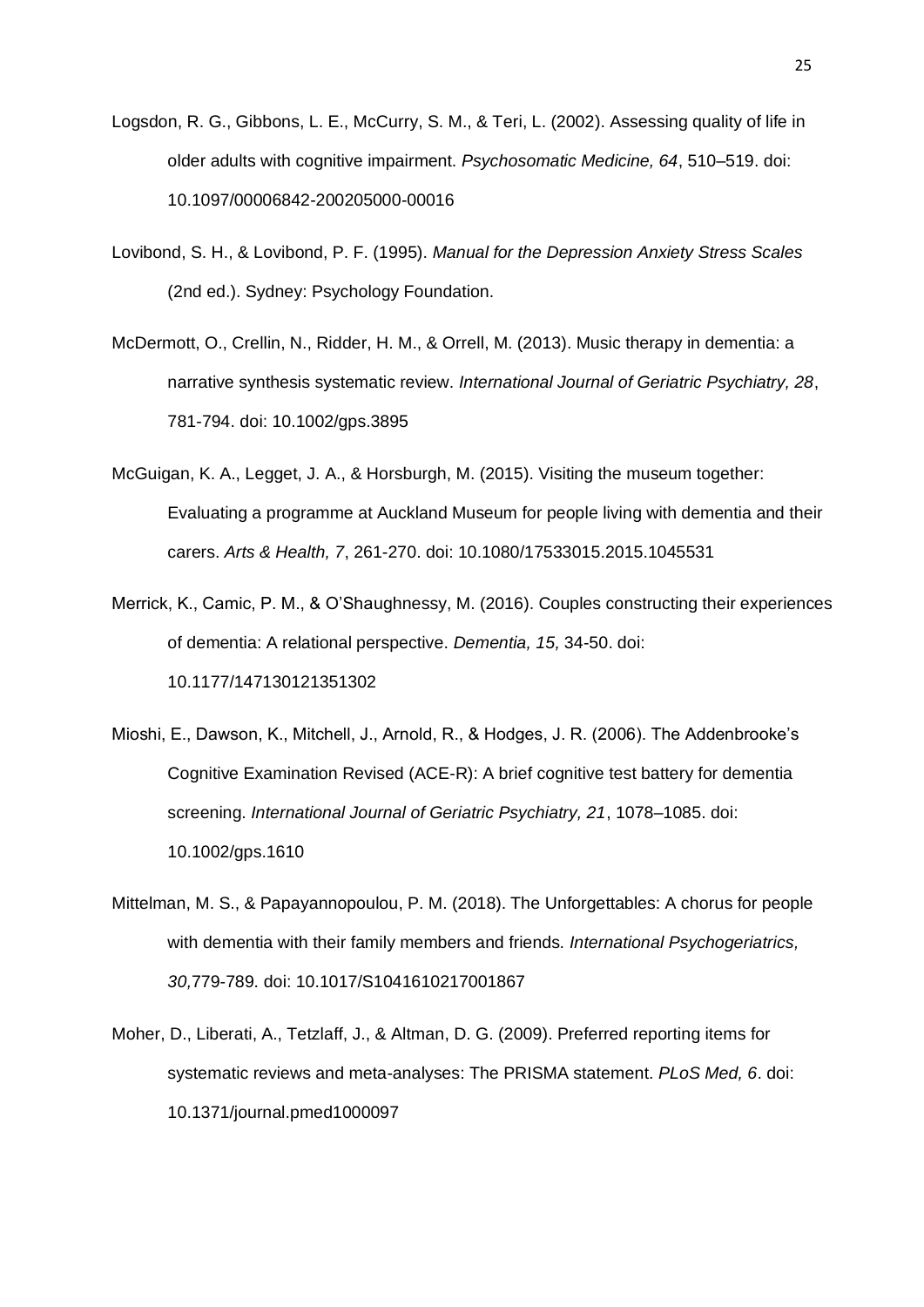Logsdon, R. G., Gibbons, L. E., McCurry, S. M., & Teri, L. (2002). Assessing quality of life in older adults with cognitive impairment. *Psychosomatic Medicine, 64*, 510–519. doi: 10.1097/00006842-200205000-00016

Lovibond, S. H., & Lovibond, P. F. (1995). *Manual for the Depression Anxiety Stress Scales* (2nd ed.). Sydney: Psychology Foundation.

McDermott, O., Crellin, N., Ridder, H. M., & Orrell, M. (2013). Music therapy in dementia: a narrative synthesis systematic review. *International Journal of Geriatric Psychiatry, 28*, 781-794. doi: 10.1002/gps.3895

McGuigan, K. A., Legget, J. A., & Horsburgh, M. (2015). Visiting the museum together: Evaluating a programme at Auckland Museum for people living with dementia and their carers. *Arts & Health, 7*, 261-270. doi: 10.1080/17533015.2015.1045531

Merrick, K., Camic, P. M., & O'Shaughnessy, M. (2016). Couples constructing their experiences of dementia: A relational perspective. *Dementia, 15,* 34-50. doi: 10.1177/147130121351302

Mioshi, E., Dawson, K., Mitchell, J., Arnold, R., & Hodges, J. R. (2006). The Addenbrooke's Cognitive Examination Revised (ACE-R): A brief cognitive test battery for dementia screening. *International Journal of Geriatric Psychiatry, 21*, 1078–1085. doi: 10.1002/gps.1610

Mittelman, M. S., & Papayannopoulou, P. M. (2018). The Unforgettables: A chorus for people with dementia with their family members and friends. *International Psychogeriatrics, 30,*779-789. doi: 10.1017/S1041610217001867

Moher, D., Liberati, A., Tetzlaff, J., & Altman, D. G. (2009). Preferred reporting items for systematic reviews and meta-analyses: The PRISMA statement. *PLoS Med, 6*. doi: 10.1371/journal.pmed1000097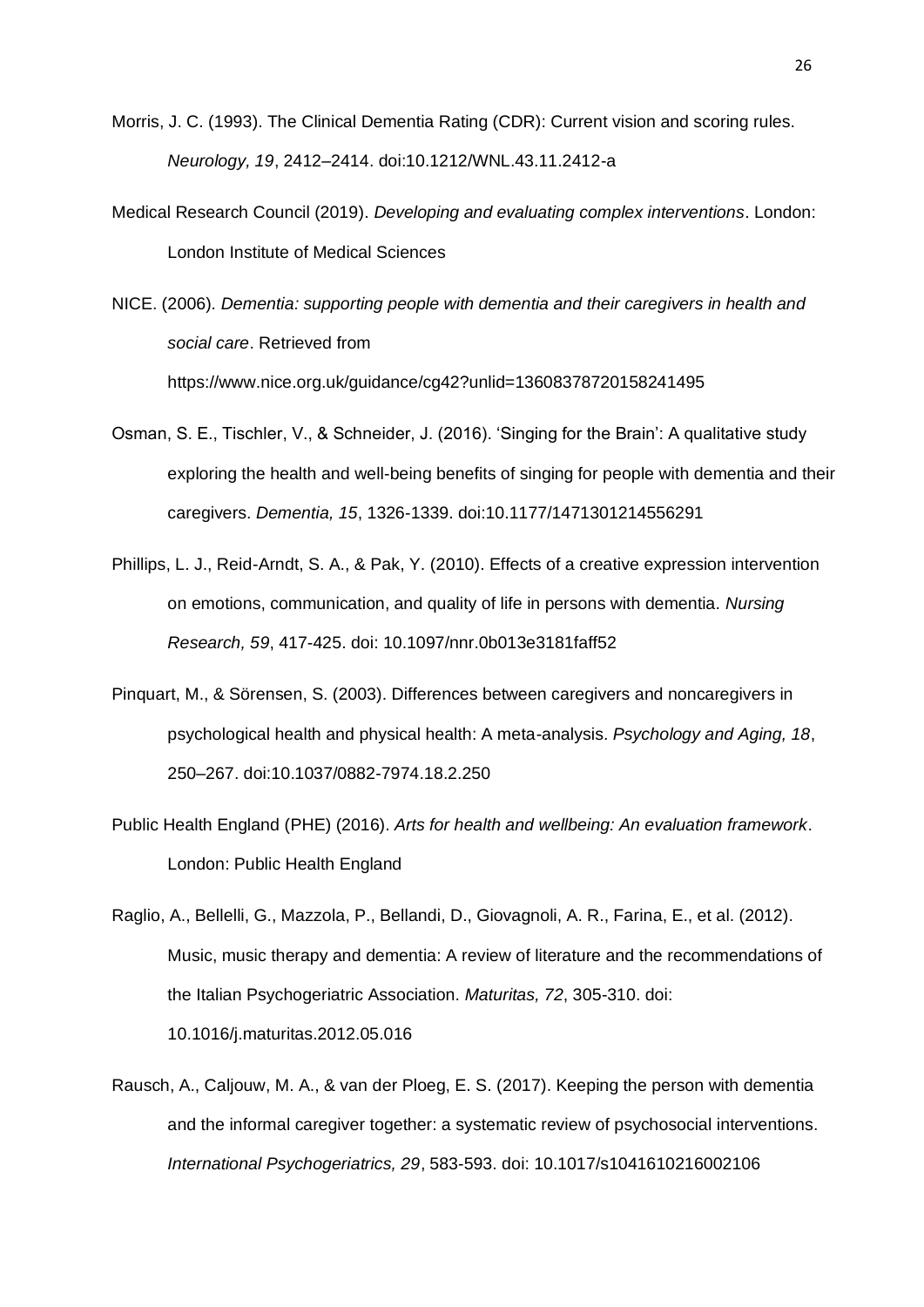Morris, J. C. (1993). The Clinical Dementia Rating (CDR): Current vision and scoring rules. *Neurology, 19*, 2412–2414. doi:10.1212/WNL.43.11.2412-a

Medical Research Council (2019). *Developing and evaluating complex interventions*. London: London Institute of Medical Sciences

NICE. (2006). *Dementia: supporting people with dementia and their caregivers in health and social care*. Retrieved from https://www.nice.org.uk/guidance/cg42?unlid=13608378720158241495

Osman, S. E., Tischler, V., & Schneider, J. (2016). 'Singing for the Brain': A qualitative study exploring the health and well-being benefits of singing for people with dementia and their caregivers. *Dementia, 15*, 1326-1339. doi:10.1177/1471301214556291

Phillips, L. J., Reid-Arndt, S. A., & Pak, Y. (2010). Effects of a creative expression intervention on emotions, communication, and quality of life in persons with dementia. *Nursing Research, 59*, 417-425. doi: 10.1097/nnr.0b013e3181faff52

Pinquart, M., & Sörensen, S. (2003). Differences between caregivers and noncaregivers in psychological health and physical health: A meta-analysis. *Psychology and Aging, 18*, 250–267. doi:10.1037/0882-7974.18.2.250

Public Health England (PHE) (2016). *Arts for health and wellbeing: An evaluation framework*. London: Public Health England

Raglio, A., Bellelli, G., Mazzola, P., Bellandi, D., Giovagnoli, A. R., Farina, E., et al. (2012). Music, music therapy and dementia: A review of literature and the recommendations of the Italian Psychogeriatric Association. *Maturitas, 72*, 305-310. doi: 10.1016/j.maturitas.2012.05.016

Rausch, A., Caljouw, M. A., & van der Ploeg, E. S. (2017). Keeping the person with dementia and the informal caregiver together: a systematic review of psychosocial interventions. *International Psychogeriatrics, 29*, 583-593. doi: 10.1017/s1041610216002106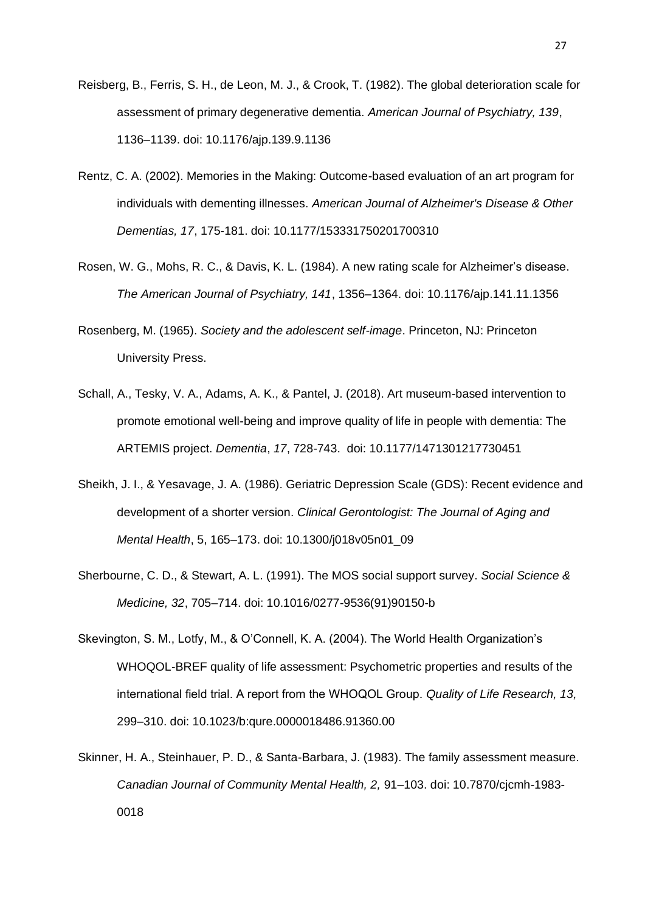Reisberg, B., Ferris, S. H., de Leon, M. J., & Crook, T. (1982). The global deterioration scale for assessment of primary degenerative dementia. *American Journal of Psychiatry, 139*, 1136–1139. doi: 10.1176/ajp.139.9.1136

Rentz, C. A. (2002). Memories in the Making: Outcome-based evaluation of an art program for individuals with dementing illnesses. *American Journal of Alzheimer's Disease & Other Dementias, 17*, 175-181. doi: 10.1177/153331750201700310

Rosen, W. G., Mohs, R. C., & Davis, K. L. (1984). A new rating scale for Alzheimer's disease. *The American Journal of Psychiatry, 141*, 1356–1364. doi: 10.1176/ajp.141.11.1356

Rosenberg, M. (1965). *Society and the adolescent self-image*. Princeton, NJ: Princeton University Press.

Schall, A., Tesky, V. A., Adams, A. K., & Pantel, J. (2018). Art museum-based intervention to promote emotional well-being and improve quality of life in people with dementia: The ARTEMIS project. *Dementia*, *17*, 728-743. doi: 10.1177/1471301217730451

Sheikh, J. I., & Yesavage, J. A. (1986). Geriatric Depression Scale (GDS): Recent evidence and development of a shorter version. *Clinical Gerontologist: The Journal of Aging and Mental Health*, 5, 165–173. doi: 10.1300/j018v05n01_09

Sherbourne, C. D., & Stewart, A. L. (1991). The MOS social support survey. *Social Science & Medicine, 32*, 705–714. doi: 10.1016/0277-9536(91)90150-b

Skevington, S. M., Lotfy, M., & O'Connell, K. A. (2004). The World Health Organization's WHOQOL-BREF quality of life assessment: Psychometric properties and results of the international field trial. A report from the WHOQOL Group. *Quality of Life Research, 13,* 299–310. doi: 10.1023/b:qure.0000018486.91360.00

Skinner, H. A., Steinhauer, P. D., & Santa-Barbara, J. (1983). The family assessment measure. *Canadian Journal of Community Mental Health, 2,* 91–103. doi: 10.7870/cjcmh-1983-0018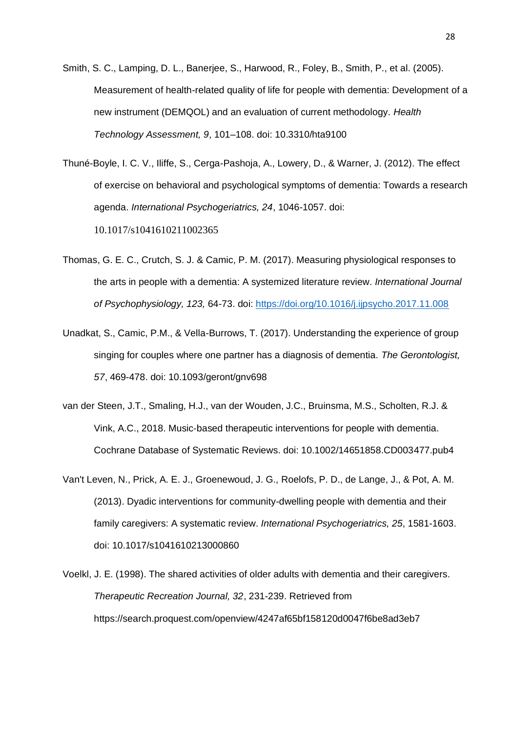Smith, S. C., Lamping, D. L., Banerjee, S., Harwood, R., Foley, B., Smith, P., et al. (2005). Measurement of health-related quality of life for people with dementia: Development of a new instrument (DEMQOL) and an evaluation of current methodology. *Health Technology Assessment, 9*, 101–108. doi: 10.3310/hta9100

Thuné-Boyle, I. C. V., Iliffe, S., Cerga-Pashoja, A., Lowery, D., & Warner, J. (2012). The effect of exercise on behavioral and psychological symptoms of dementia: Towards a research agenda. *International Psychogeriatrics, 24*, 1046-1057. doi: 10.1017/s1041610211002365

Thomas, G. E. C., Crutch, S. J. & Camic, P. M. (2017). Measuring physiological responses to the arts in people with a dementia: A systemized literature review. *International Journal of Psychophysiology, 123,* 64-73. doi: https://doi.org/10.1016/j.ijpsycho.2017.11.008

Unadkat, S., Camic, P.M., & Vella-Burrows, T. (2017). Understanding the experience of group singing for couples where one partner has a diagnosis of dementia. *The Gerontologist, 57*, 469-478. doi: 10.1093/geront/gnv698

van der Steen, J.T., Smaling, H.J., van der Wouden, J.C., Bruinsma, M.S., Scholten, R.J. & Vink, A.C., 2018. Music-based therapeutic interventions for people with dementia. Cochrane Database of Systematic Reviews. doi: 10.1002/14651858.CD003477.pub4

Van't Leven, N., Prick, A. E. J., Groenewoud, J. G., Roelofs, P. D., de Lange, J., & Pot, A. M. (2013). Dyadic interventions for community-dwelling people with dementia and their family caregivers: A systematic review. *International Psychogeriatrics, 25*, 1581-1603. doi: 10.1017/s1041610213000860

Voelkl, J. E. (1998). The shared activities of older adults with dementia and their caregivers. *Therapeutic Recreation Journal, 32*, 231-239. Retrieved from https://search.proquest.com/openview/4247af65bf158120d0047f6be8ad3eb7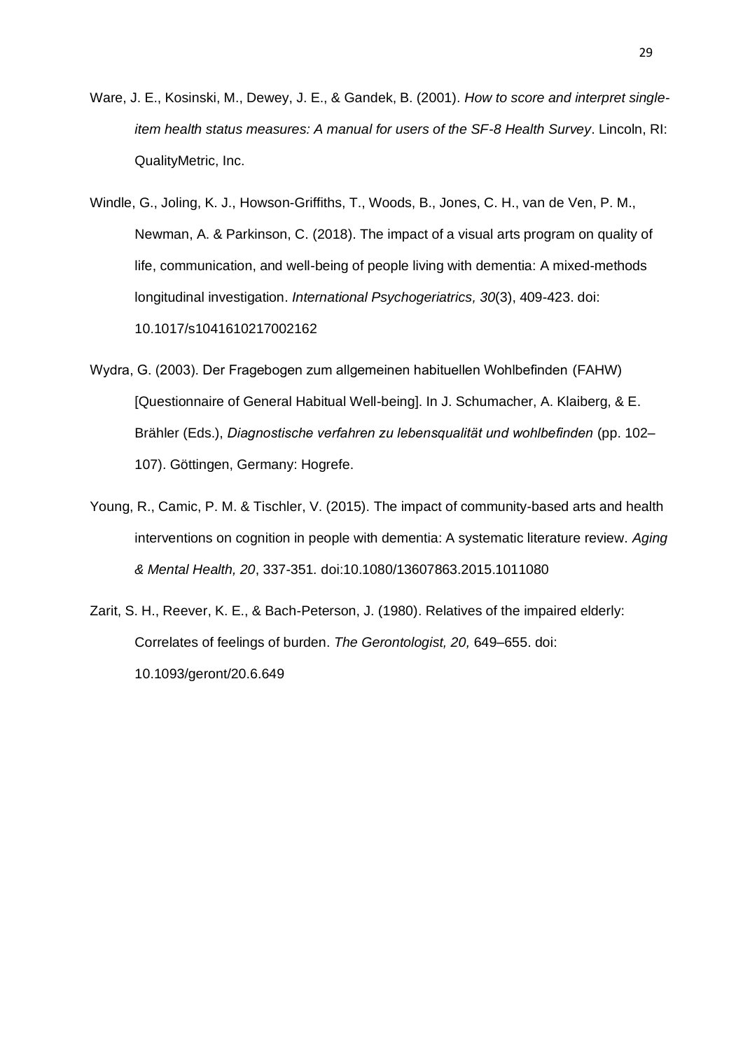Ware, J. E., Kosinski, M., Dewey, J. E., & Gandek, B. (2001). *How to score and interpret single-item health status measures: A manual for users of the SF-8 Health Survey*. Lincoln, RI: QualityMetric, Inc.

Windle, G., Joling, K. J., Howson-Griffiths, T., Woods, B., Jones, C. H., van de Ven, P. M., Newman, A. & Parkinson, C. (2018). The impact of a visual arts program on quality of life, communication, and well-being of people living with dementia: A mixed-methods longitudinal investigation. *International Psychogeriatrics, 30*(3), 409-423. doi: 10.1017/s1041610217002162

Wydra, G. (2003). Der Fragebogen zum allgemeinen habituellen Wohlbefinden (FAHW) [Questionnaire of General Habitual Well-being]. In J. Schumacher, A. Klaiberg, & E. Brähler (Eds.), *Diagnostische verfahren zu lebensqualität und wohlbefinden* (pp. 102–107). Göttingen, Germany: Hogrefe.

Young, R., Camic, P. M. & Tischler, V. (2015). The impact of community-based arts and health interventions on cognition in people with dementia: A systematic literature review. *Aging & Mental Health, 20*, 337-351. doi:10.1080/13607863.2015.1011080

Zarit, S. H., Reever, K. E., & Bach-Peterson, J. (1980). Relatives of the impaired elderly: Correlates of feelings of burden. *The Gerontologist, 20,* 649–655. doi: 10.1093/geront/20.6.649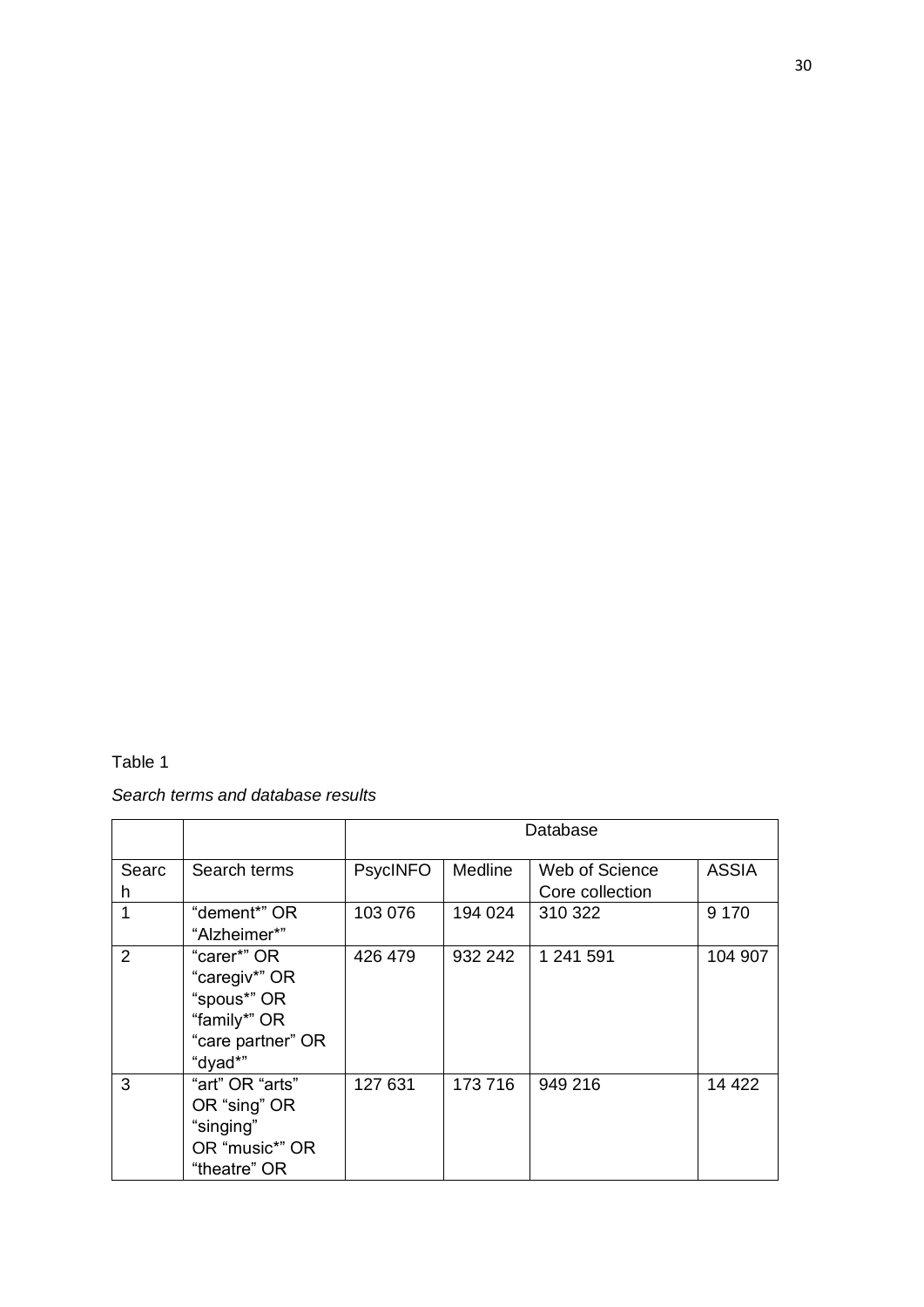Table 1

*Search terms and database results*

| | | Database | | | |
|---|---|---|---|---|---|
| Search | Search terms | PsycINFO | Medline | Web of Science Core collection | ASSIA |
| 1 | "dement*" OR "Alzheimer*" | 103 076 | 194 024 | 310 322 | 9 170 |
| 2 | "carer*" OR "caregiv*" OR "spous*" OR "family*" OR "care partner" OR "dyad*" | 426 479 | 932 242 | 1 241 591 | 104 907 |
| 3 | "art" OR "arts" OR "sing" OR "singing" OR "music*" OR "theatre" OR | 127 631 | 173 716 | 949 216 | 14 422 |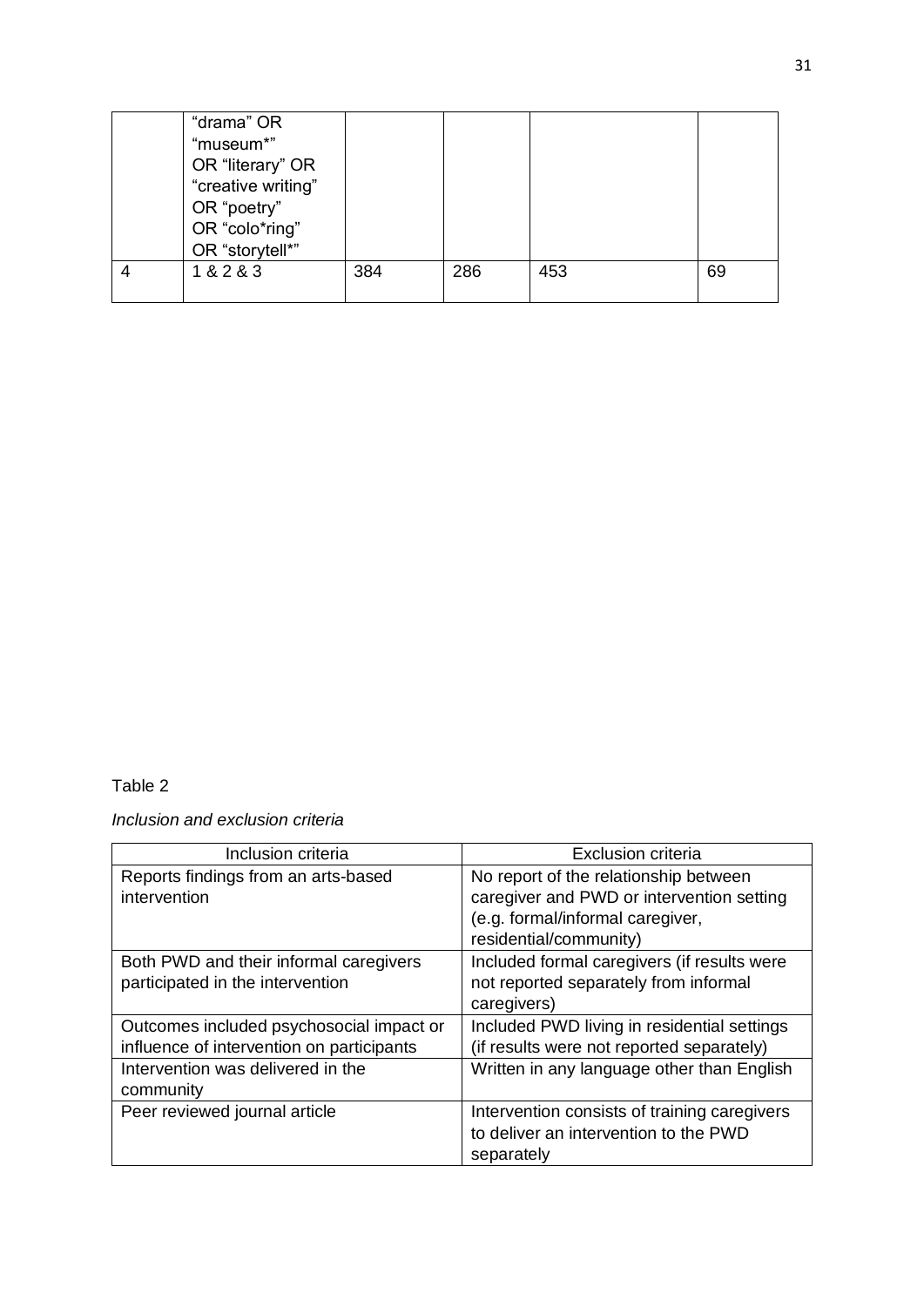|  | "drama" OR "museum*" OR "literary" OR "creative writing" OR "poetry" OR "colo*ring" OR "storytell*" |  |  |  |  |
|---|---|---|---|---|---|
| 4 | 1 & 2 & 3 | 384 | 286 | 453 | 69 |

Table 2

*Inclusion and exclusion criteria*

| Inclusion criteria | Exclusion criteria |
|---|---|
| Reports findings from an arts-based intervention | No report of the relationship between caregiver and PWD or intervention setting (e.g. formal/informal caregiver, residential/community) |
| Both PWD and their informal caregivers participated in the intervention | Included formal caregivers (if results were not reported separately from informal caregivers) |
| Outcomes included psychosocial impact or influence of intervention on participants | Included PWD living in residential settings (if results were not reported separately) |
| Intervention was delivered in the community | Written in any language other than English |
| Peer reviewed journal article | Intervention consists of training caregivers to deliver an intervention to the PWD separately |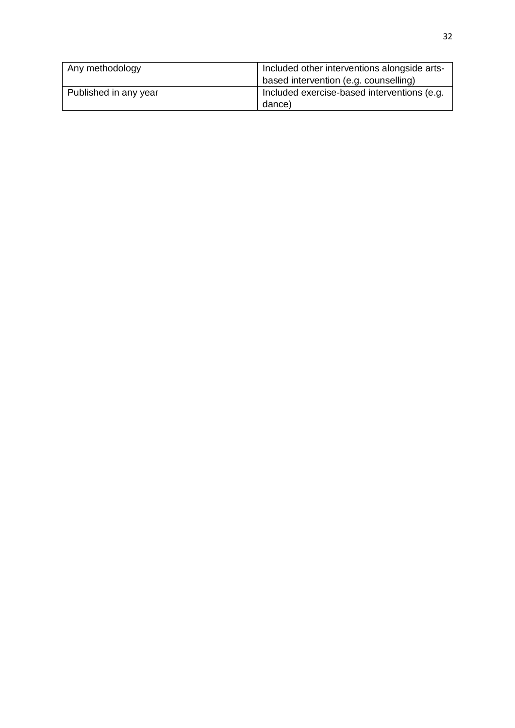| | |
|---|---|
| Any methodology | Included other interventions alongside arts-based intervention (e.g. counselling) |
| Published in any year | Included exercise-based interventions (e.g. dance) |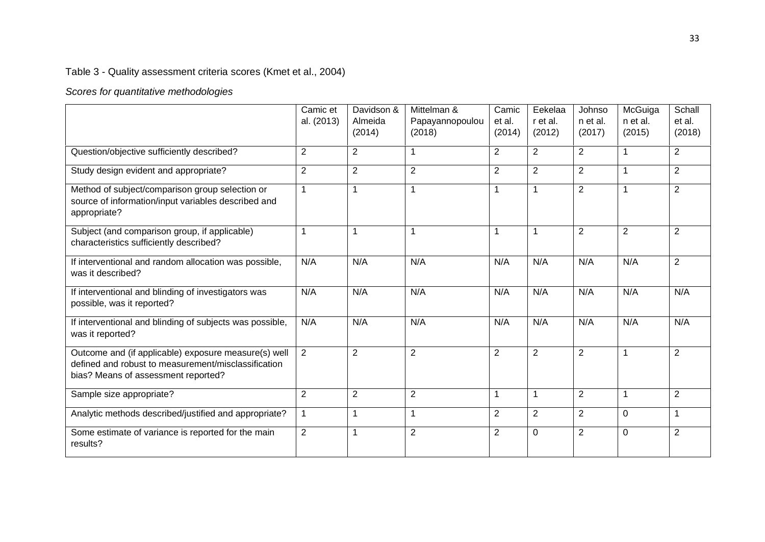Table 3 - Quality assessment criteria scores (Kmet et al., 2004)

*Scores for quantitative methodologies*

| | Camic et al. (2013) | Davidson & Almeida (2014) | Mittelman & Papayannopoulou (2018) | Camic et al. (2014) | Eekelaar et al. (2012) | Johnson et al. (2017) | McGuigan et al. (2015) | Schall et al. (2018) |
|---|---|---|---|---|---|---|---|---|
| Question/objective sufficiently described? | 2 | 2 | 1 | 2 | 2 | 2 | 1 | 2 |
| Study design evident and appropriate? | 2 | 2 | 2 | 2 | 2 | 2 | 1 | 2 |
| Method of subject/comparison group selection or source of information/input variables described and appropriate? | 1 | 1 | 1 | 1 | 1 | 2 | 1 | 2 |
| Subject (and comparison group, if applicable) characteristics sufficiently described? | 1 | 1 | 1 | 1 | 1 | 2 | 2 | 2 |
| If interventional and random allocation was possible, was it described? | N/A | N/A | N/A | N/A | N/A | N/A | N/A | 2 |
| If interventional and blinding of investigators was possible, was it reported? | N/A | N/A | N/A | N/A | N/A | N/A | N/A | N/A |
| If interventional and blinding of subjects was possible, was it reported? | N/A | N/A | N/A | N/A | N/A | N/A | N/A | N/A |
| Outcome and (if applicable) exposure measure(s) well defined and robust to measurement/misclassification bias? Means of assessment reported? | 2 | 2 | 2 | 2 | 2 | 2 | 1 | 2 |
| Sample size appropriate? | 2 | 2 | 2 | 1 | 1 | 2 | 1 | 2 |
| Analytic methods described/justified and appropriate? | 1 | 1 | 1 | 2 | 2 | 2 | 0 | 1 |
| Some estimate of variance is reported for the main results? | 2 | 1 | 2 | 2 | 0 | 2 | 0 | 2 |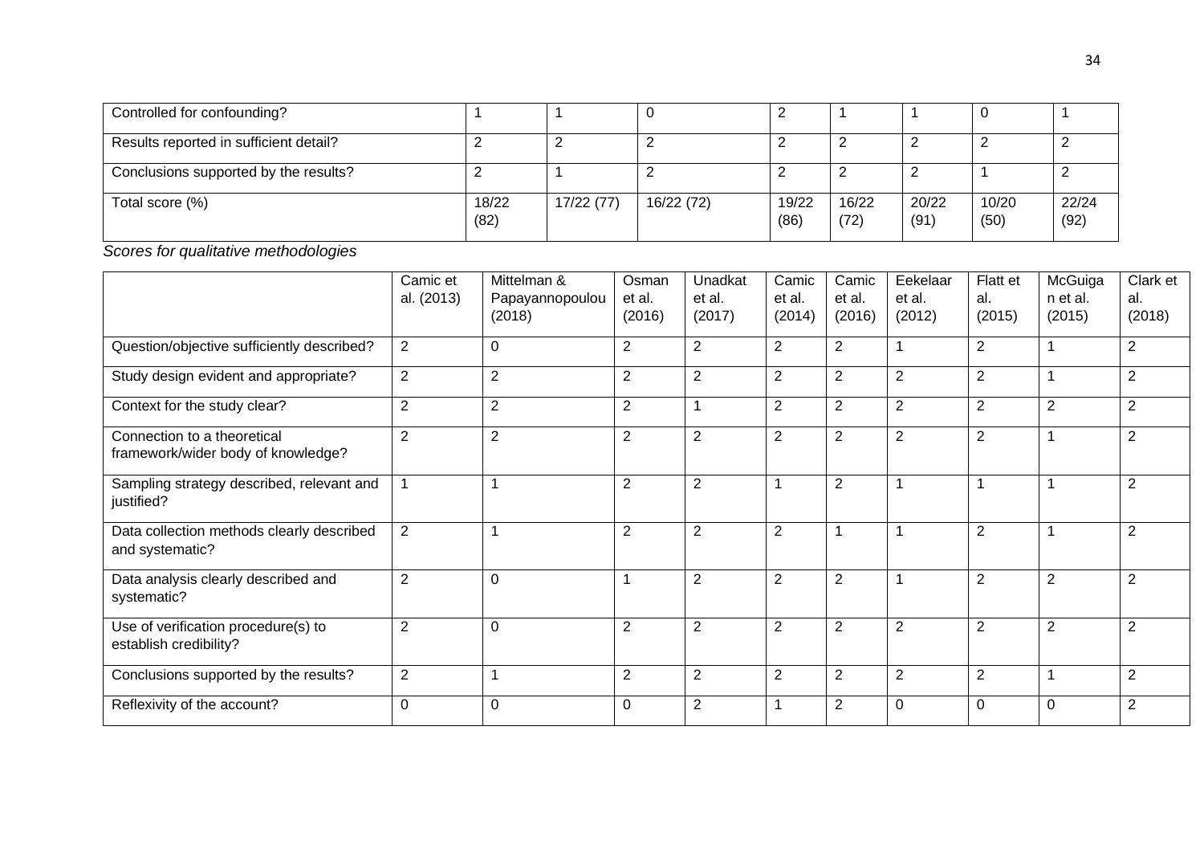| | | | | | | | | |
|---|---|---|---|---|---|---|---|---|
| Controlled for confounding? | 1 | 1 | 0 | 2 | 1 | 1 | 0 | 1 |
| Results reported in sufficient detail? | 2 | 2 | 2 | 2 | 2 | 2 | 2 | 2 |
| Conclusions supported by the results? | 2 | 1 | 2 | 2 | 2 | 2 | 1 | 2 |
| Total score (%) | 18/22 (82) | 17/22 (77) | 16/22 (72) | 19/22 (86) | 16/22 (72) | 20/22 (91) | 10/20 (50) | 22/24 (92) |

*Scores for qualitative methodologies*

| | Camic et al. (2013) | Mittelman & Papayannopoulou (2018) | Osman et al. (2016) | Unadkat et al. (2017) | Camic et al. (2014) | Camic et al. (2016) | Eekelaar et al. (2012) | Flatt et al. (2015) | McGuigan et al. (2015) | Clark et al. (2018) |
|---|---|---|---|---|---|---|---|---|---|---|
| Question/objective sufficiently described? | 2 | 0 | 2 | 2 | 2 | 2 | 1 | 2 | 1 | 2 |
| Study design evident and appropriate? | 2 | 2 | 2 | 2 | 2 | 2 | 2 | 2 | 1 | 2 |
| Context for the study clear? | 2 | 2 | 2 | 1 | 2 | 2 | 2 | 2 | 2 | 2 |
| Connection to a theoretical framework/wider body of knowledge? | 2 | 2 | 2 | 2 | 2 | 2 | 2 | 2 | 1 | 2 |
| Sampling strategy described, relevant and justified? | 1 | 1 | 2 | 2 | 1 | 2 | 1 | 1 | 1 | 2 |
| Data collection methods clearly described and systematic? | 2 | 1 | 2 | 2 | 2 | 1 | 1 | 2 | 1 | 2 |
| Data analysis clearly described and systematic? | 2 | 0 | 1 | 2 | 2 | 2 | 1 | 2 | 2 | 2 |
| Use of verification procedure(s) to establish credibility? | 2 | 0 | 2 | 2 | 2 | 2 | 2 | 2 | 2 | 2 |
| Conclusions supported by the results? | 2 | 1 | 2 | 2 | 2 | 2 | 2 | 2 | 1 | 2 |
| Reflexivity of the account? | 0 | 0 | 0 | 2 | 1 | 2 | 0 | 0 | 0 | 2 |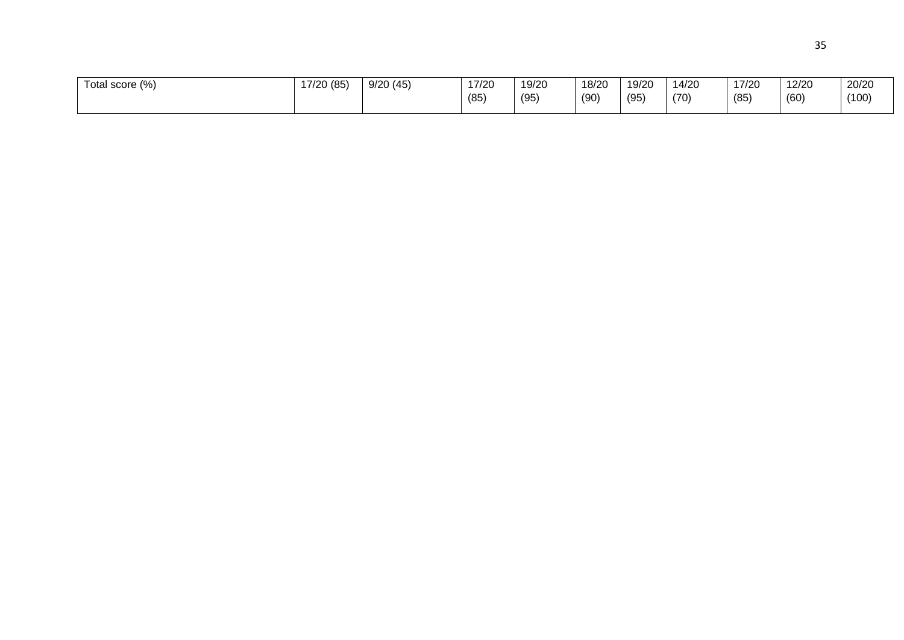| Total score (%) | 17/20 (85) | 9/20 (45) | 17/20 (85) | 19/20 (95) | 18/20 (90) | 19/20 (95) | 14/20 (70) | 17/20 (85) | 12/20 (60) | 20/20 (100) |
|---|---|---|---|---|---|---|---|---|---|---|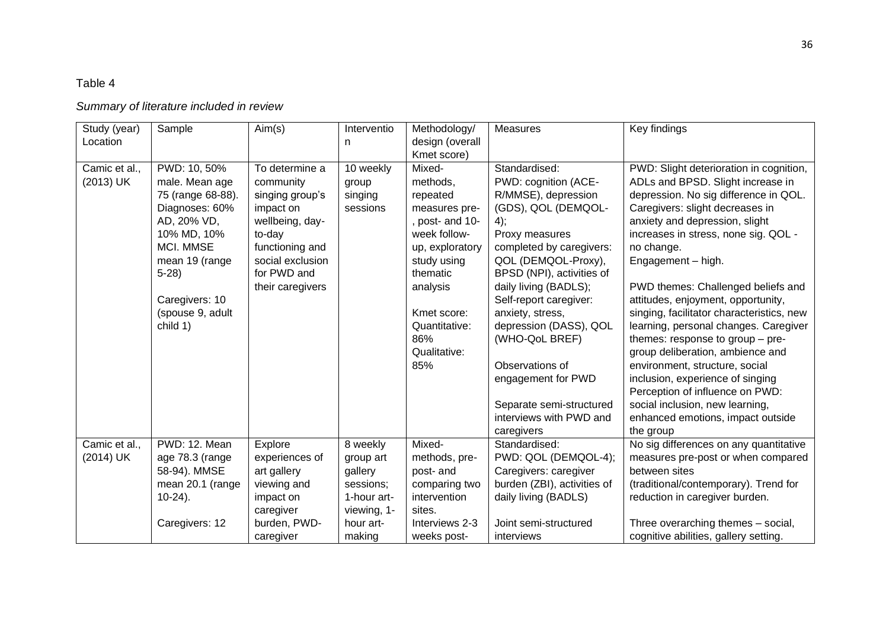Table 4

*Summary of literature included in review*

| Study (year) Location | Sample | Aim(s) | Intervention | Methodology/ design (overall Kmet score) | Measures | Key findings |
|---|---|---|---|---|---|---|
| Camic et al., (2013) UK | PWD: 10, 50% male. Mean age 75 (range 68-88). Diagnoses: 60% AD, 20% VD, 10% MD, 10% MCI. MMSE mean 19 (range 5-28)<br><br>Caregivers: 10 (spouse 9, adult child 1) | To determine a community singing group's impact on wellbeing, day-to-day functioning and social exclusion for PWD and their caregivers | 10 weekly group singing sessions | Mixed-methods, repeated measures pre-, post- and 10-week follow-up, exploratory study using thematic analysis<br><br>Kmet score: Quantitative: 86% Qualitative: 85% | Standardised:<br>PWD: cognition (ACE-R/MMSE), depression (GDS), QOL (DEMQOL-4);<br>Proxy measures completed by caregivers: QOL (DEMQOL-Proxy), BPSD (NPI), activities of daily living (BADLS);<br>Self-report caregiver: anxiety, stress, depression (DASS), QOL (WHO-QoL BREF)<br><br>Observations of engagement for PWD<br><br>Separate semi-structured interviews with PWD and caregivers | PWD: Slight deterioration in cognition, ADLs and BPSD. Slight increase in depression. No sig difference in QOL. Caregivers: slight decreases in anxiety and depression, slight increases in stress, none sig. QOL - no change.<br>Engagement – high.<br><br>PWD themes: Challenged beliefs and attitudes, enjoyment, opportunity, singing, facilitator characteristics, new learning, personal changes. Caregiver themes: response to group – pre-group deliberation, ambience and environment, structure, social inclusion, experience of singing Perception of influence on PWD: social inclusion, new learning, enhanced emotions, impact outside the group |
| Camic et al., (2014) UK | PWD: 12. Mean age 78.3 (range 58-94). MMSE mean 20.1 (range 10-24).<br><br>Caregivers: 12 | Explore experiences of art gallery viewing and impact on caregiver burden, PWD-caregiver | 8 weekly group art gallery sessions; 1-hour art-viewing, 1-hour art-making | Mixed-methods, pre-post- and comparing two intervention sites.<br>Interviews 2-3 weeks post- | Standardised:<br>PWD: QOL (DEMQOL-4);<br>Caregivers: caregiver burden (ZBI), activities of daily living (BADLS)<br><br>Joint semi-structured interviews | No sig differences on any quantitative measures pre-post or when compared between sites (traditional/contemporary). Trend for reduction in caregiver burden.<br><br>Three overarching themes – social, cognitive abilities, gallery setting. |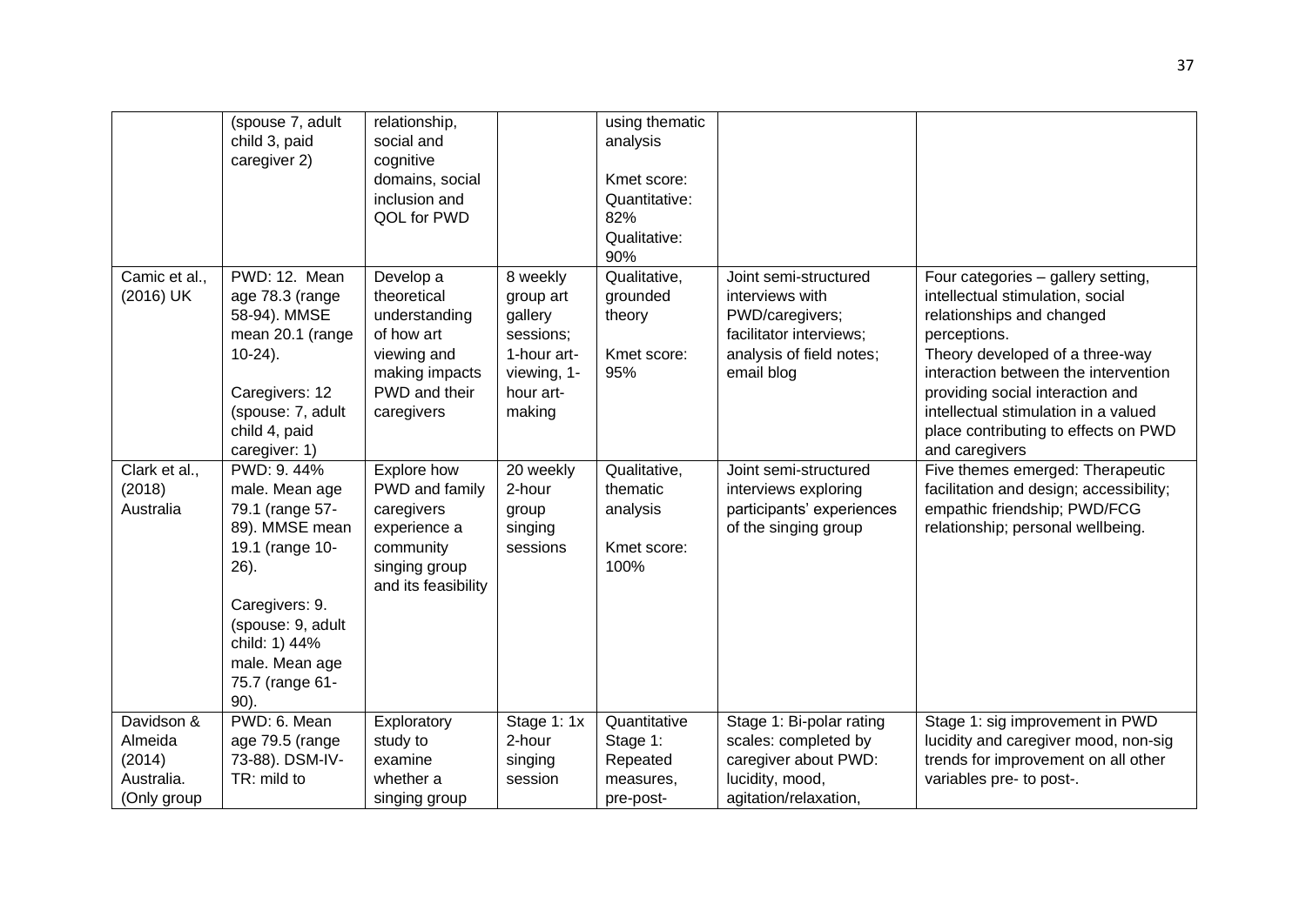| | | | | | | |
|---|---|---|---|---|---|---|
| | (spouse 7, adult child 3, paid caregiver 2) | relationship, social and cognitive domains, social inclusion and QOL for PWD | | using thematic analysis<br><br>Kmet score: Quantitative: 82%<br>Qualitative: 90% | | |
| Camic et al., (2016) UK | PWD: 12. Mean age 78.3 (range 58-94). MMSE mean 20.1 (range 10-24).<br><br>Caregivers: 12 (spouse: 7, adult child 4, paid caregiver: 1) | Develop a theoretical understanding of how art viewing and making impacts PWD and their caregivers | 8 weekly group art gallery sessions; 1-hour art-viewing, 1-hour art-making | Qualitative, grounded theory<br><br>Kmet score: 95% | Joint semi-structured interviews with PWD/caregivers; facilitator interviews; analysis of field notes; email blog | Four categories – gallery setting, intellectual stimulation, social relationships and changed perceptions.<br>Theory developed of a three-way interaction between the intervention providing social interaction and intellectual stimulation in a valued place contributing to effects on PWD and caregivers |
| Clark et al., (2018) Australia | PWD: 9. 44% male. Mean age 79.1 (range 57-89). MMSE mean 19.1 (range 10-26).<br><br>Caregivers: 9. (spouse: 9, adult child: 1) 44% male. Mean age 75.7 (range 61-90). | Explore how PWD and family caregivers experience a community singing group and its feasibility | 20 weekly 2-hour group singing sessions | Qualitative, thematic analysis<br><br>Kmet score: 100% | Joint semi-structured interviews exploring participants' experiences of the singing group | Five themes emerged: Therapeutic facilitation and design; accessibility; empathic friendship; PWD/FCG relationship; personal wellbeing. |
| Davidson & Almeida (2014) Australia. (Only group | PWD: 6. Mean age 79.5 (range 73-88). DSM-IV-TR: mild to | Exploratory study to examine whether a singing group | Stage 1: 1x 2-hour singing session | Quantitative Stage 1: Repeated measures, pre-post- | Stage 1: Bi-polar rating scales: completed by caregiver about PWD: lucidity, mood, agitation/relaxation, | Stage 1: sig improvement in PWD lucidity and caregiver mood, non-sig trends for improvement on all other variables pre- to post-. |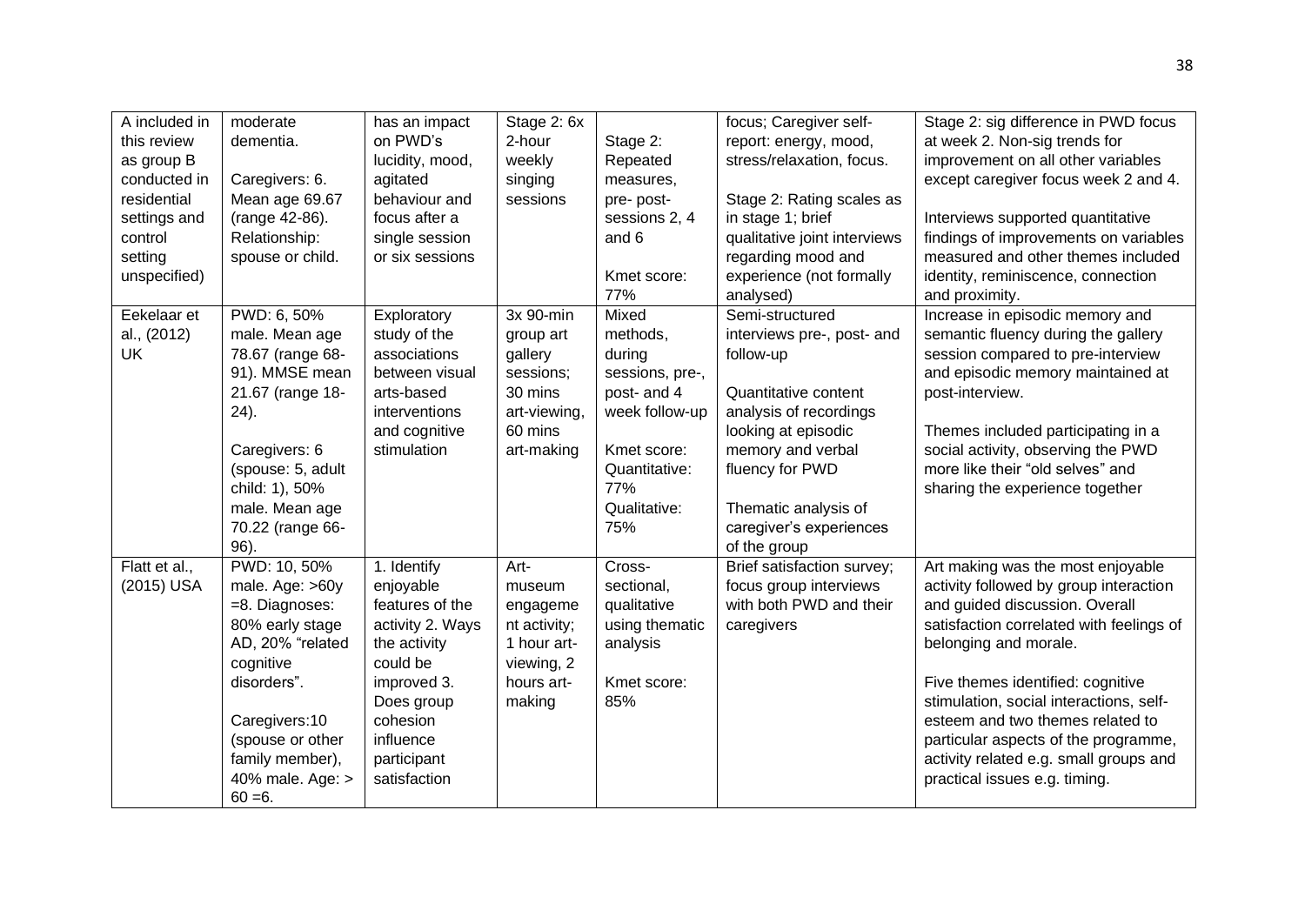| A included in this review as group B conducted in residential settings and control setting unspecified) | moderate dementia.<br><br>Caregivers: 6. Mean age 69.67 (range 42-86). Relationship: spouse or child. | has an impact on PWD's lucidity, mood, agitated behaviour and focus after a single session or six sessions | Stage 2: 6x 2-hour weekly singing sessions | Stage 2: Repeated measures, pre- post- sessions 2, 4 and 6<br><br>Kmet score: 77% | focus; Caregiver self-report: energy, mood, stress/relaxation, focus.<br><br>Stage 2: Rating scales as in stage 1; brief qualitative joint interviews regarding mood and experience (not formally analysed) | Stage 2: sig difference in PWD focus at week 2. Non-sig trends for improvement on all other variables except caregiver focus week 2 and 4.<br><br>Interviews supported quantitative findings of improvements on variables measured and other themes included identity, reminiscence, connection and proximity. |
|---|---|---|---|---|---|---|
| Eekelaar et al., (2012) UK | PWD: 6, 50% male. Mean age 78.67 (range 68-91). MMSE mean 21.67 (range 18-24).<br><br>Caregivers: 6 (spouse: 5, adult child: 1), 50% male. Mean age 70.22 (range 66-96). | Exploratory study of the associations between visual arts-based interventions and cognitive stimulation | 3x 90-min group art gallery sessions; 30 mins art-viewing, 60 mins art-making | Mixed methods, during sessions, pre-, post- and 4 week follow-up<br><br>Kmet score: Quantitative: 77%<br>Qualitative: 75% | Semi-structured interviews pre-, post- and follow-up<br><br>Quantitative content analysis of recordings looking at episodic memory and verbal fluency for PWD<br><br>Thematic analysis of caregiver's experiences of the group | Increase in episodic memory and semantic fluency during the gallery session compared to pre-interview and episodic memory maintained at post-interview.<br><br>Themes included participating in a social activity, observing the PWD more like their "old selves" and sharing the experience together |
| Flatt et al., (2015) USA | PWD: 10, 50% male. Age: >60y =8. Diagnoses: 80% early stage AD, 20% "related cognitive disorders".<br><br>Caregivers:10 (spouse or other family member), 40% male. Age: > 60 =6. | 1. Identify enjoyable features of the activity 2. Ways the activity could be improved 3. Does group cohesion influence participant satisfaction | Art-museum engagement activity; 1 hour art-viewing, 2 hours art-making | Cross-sectional, qualitative using thematic analysis<br><br>Kmet score: 85% | Brief satisfaction survey; focus group interviews with both PWD and their caregivers | Art making was the most enjoyable activity followed by group interaction and guided discussion. Overall satisfaction correlated with feelings of belonging and morale.<br><br>Five themes identified: cognitive stimulation, social interactions, self-esteem and two themes related to particular aspects of the programme, activity related e.g. small groups and practical issues e.g. timing. |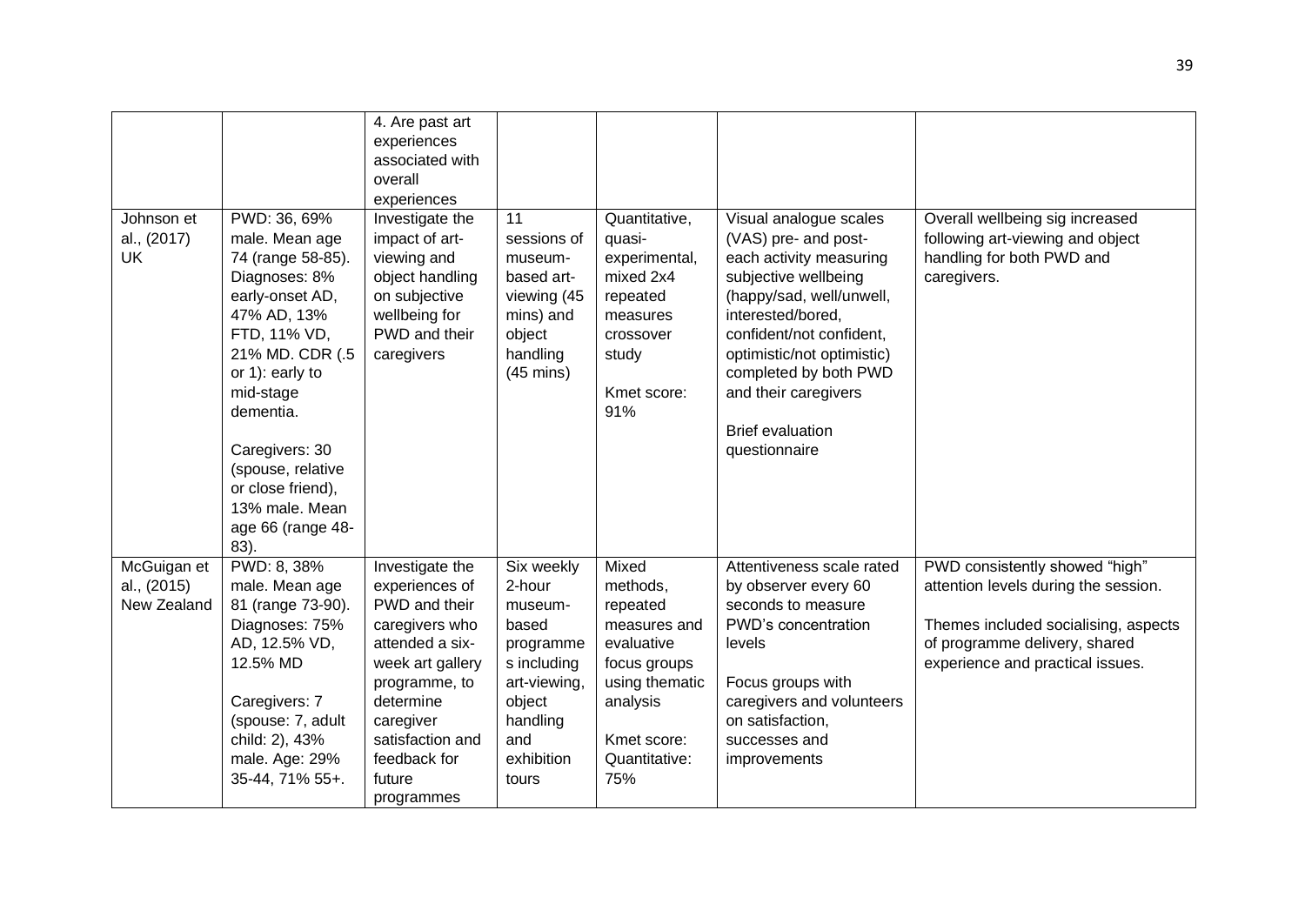| | | 4. Are past art experiences associated with overall experiences | | | | |
|---|---|---|---|---|---|---|
| Johnson et al., (2017) UK | PWD: 36, 69% male. Mean age 74 (range 58-85). Diagnoses: 8% early-onset AD, 47% AD, 13% FTD, 11% VD, 21% MD. CDR (.5 or 1): early to mid-stage dementia.<br><br>Caregivers: 30 (spouse, relative or close friend), 13% male. Mean age 66 (range 48-83). | Investigate the impact of art-viewing and object handling on subjective wellbeing for PWD and their caregivers | 11 sessions of museum-based art-viewing (45 mins) and object handling (45 mins) | Quantitative, quasi-experimental, mixed 2x4 repeated measures crossover study<br><br>Kmet score: 91% | Visual analogue scales (VAS) pre- and post-each activity measuring subjective wellbeing (happy/sad, well/unwell, interested/bored, confident/not confident, optimistic/not optimistic) completed by both PWD and their caregivers<br><br>Brief evaluation questionnaire | Overall wellbeing sig increased following art-viewing and object handling for both PWD and caregivers. |
| McGuigan et al., (2015) New Zealand | PWD: 8, 38% male. Mean age 81 (range 73-90). Diagnoses: 75% AD, 12.5% VD, 12.5% MD<br><br>Caregivers: 7 (spouse: 7, adult child: 2), 43% male. Age: 29% 35-44, 71% 55+. | Investigate the experiences of PWD and their caregivers who attended a six-week art gallery programme, to determine caregiver satisfaction and feedback for future programmes | Six weekly 2-hour museum-based programmes including art-viewing, object handling and exhibition tours | Mixed methods, repeated measures and evaluative focus groups using thematic analysis<br><br>Kmet score: Quantitative: 75% | Attentiveness scale rated by observer every 60 seconds to measure PWD's concentration levels<br><br>Focus groups with caregivers and volunteers on satisfaction, successes and improvements | PWD consistently showed "high" attention levels during the session.<br><br>Themes included socialising, aspects of programme delivery, shared experience and practical issues. |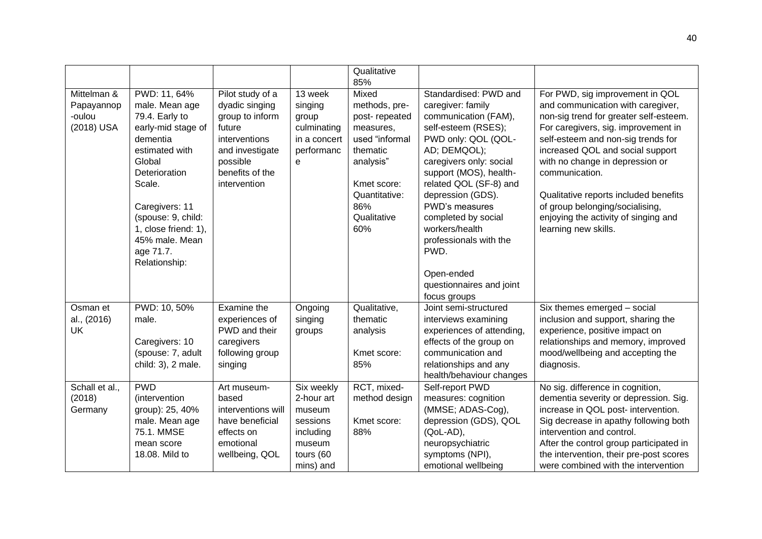| | | | | Qualitative 85% | | |
|---|---|---|---|---|---|---|
| Mittelman & Papayannop-oulou (2018) USA | PWD: 11, 64% male. Mean age 79.4. Early to early-mid stage of dementia estimated with Global Deterioration Scale.<br><br>Caregivers: 11 (spouse: 9, child: 1, close friend: 1), 45% male. Mean age 71.7. Relationship: | Pilot study of a dyadic singing group to inform future interventions and investigate possible benefits of the intervention | 13 week singing group culminating in a concert performance | Mixed methods, pre-post- repeated measures, used "informal thematic analysis"<br><br>Kmet score: Quantitative: 86% Qualitative 60% | Standardised: PWD and caregiver: family communication (FAM), self-esteem (RSES); PWD only: QOL (QOL-AD; DEMQOL); caregivers only: social support (MOS), health-related QOL (SF-8) and depression (GDS). PWD's measures completed by social workers/health professionals with the PWD.<br><br>Open-ended questionnaires and joint focus groups | For PWD, sig improvement in QOL and communication with caregiver, non-sig trend for greater self-esteem. For caregivers, sig. improvement in self-esteem and non-sig trends for increased QOL and social support with no change in depression or communication.<br><br>Qualitative reports included benefits of group belonging/socialising, enjoying the activity of singing and learning new skills. |
| Osman et al., (2016) UK | PWD: 10, 50% male.<br><br>Caregivers: 10 (spouse: 7, adult child: 3), 2 male. | Examine the experiences of PWD and their caregivers following group singing | Ongoing singing groups | Qualitative, thematic analysis<br><br>Kmet score: 85% | Joint semi-structured interviews examining experiences of attending, effects of the group on communication and relationships and any health/behaviour changes | Six themes emerged – social inclusion and support, sharing the experience, positive impact on relationships and memory, improved mood/wellbeing and accepting the diagnosis. |
| Schall et al., (2018) Germany | PWD (intervention group): 25, 40% male. Mean age 75.1. MMSE mean score 18.08. Mild to | Art museum-based interventions will have beneficial effects on emotional wellbeing, QOL | Six weekly 2-hour art museum sessions including museum tours (60 mins) and | RCT, mixed-method design<br><br>Kmet score: 88% | Self-report PWD measures: cognition (MMSE; ADAS-Cog), depression (GDS), QOL (QoL-AD), neuropsychiatric symptoms (NPI), emotional wellbeing | No sig. difference in cognition, dementia severity or depression. Sig. increase in QOL post- intervention. Sig decrease in apathy following both intervention and control. After the control group participated in the intervention, their pre-post scores were combined with the intervention |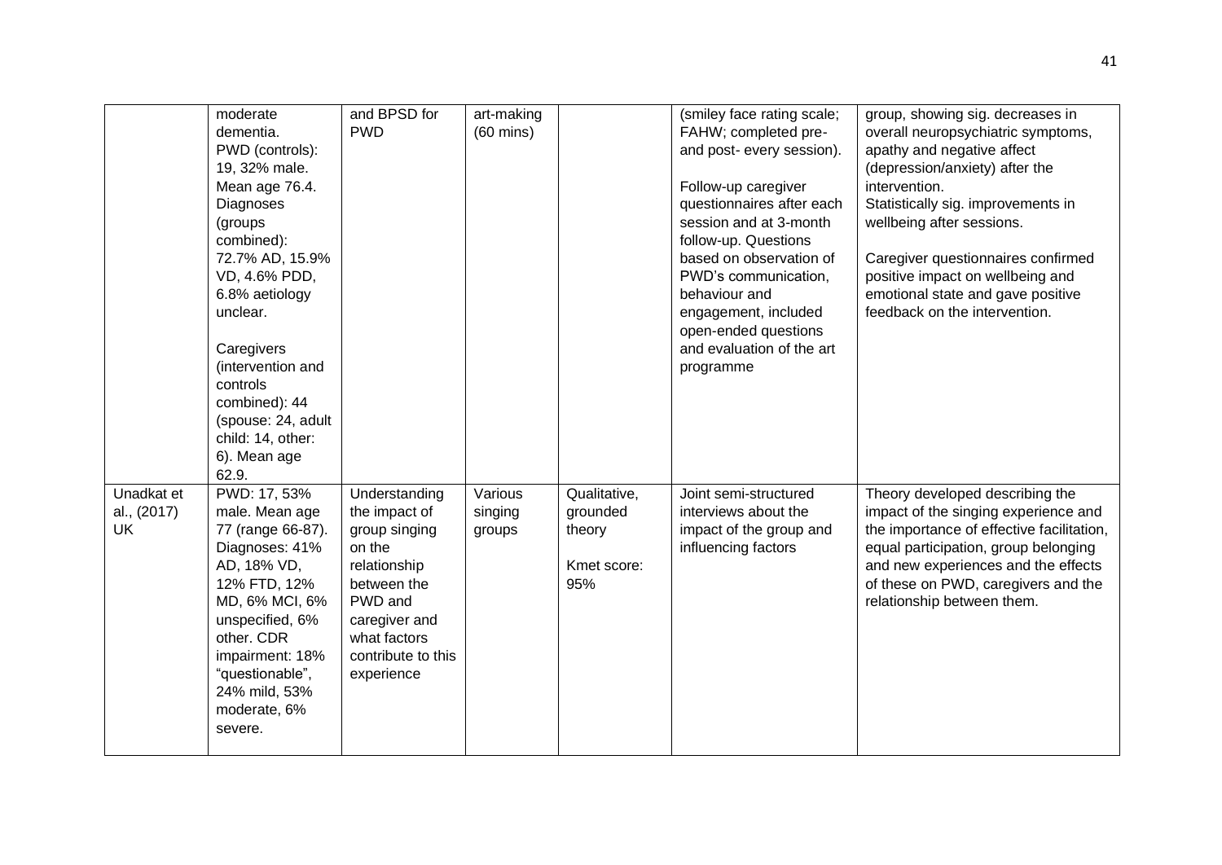|  |  |  |  |  |  |  |
|---|---|---|---|---|---|---|
|  | moderate dementia. PWD (controls): 19, 32% male. Mean age 76.4. Diagnoses (groups combined): 72.7% AD, 15.9% VD, 4.6% PDD, 6.8% aetiology unclear.<br><br>Caregivers (intervention and controls combined): 44 (spouse: 24, adult child: 14, other: 6). Mean age 62.9. | and BPSD for PWD | art-making (60 mins) |  | (smiley face rating scale; FAHW; completed pre- and post- every session).<br><br>Follow-up caregiver questionnaires after each session and at 3-month follow-up. Questions based on observation of PWD's communication, behaviour and engagement, included open-ended questions and evaluation of the art programme | group, showing sig. decreases in overall neuropsychiatric symptoms, apathy and negative affect (depression/anxiety) after the intervention. Statistically sig. improvements in wellbeing after sessions.<br><br>Caregiver questionnaires confirmed positive impact on wellbeing and emotional state and gave positive feedback on the intervention. |
| Unadkat et al., (2017) UK | PWD: 17, 53% male. Mean age 77 (range 66-87). Diagnoses: 41% AD, 18% VD, 12% FTD, 12% MD, 6% MCI, 6% unspecified, 6% other. CDR impairment: 18% "questionable", 24% mild, 53% moderate, 6% severe. | Understanding the impact of group singing on the relationship between the PWD and caregiver and what factors contribute to this experience | Various singing groups | Qualitative, grounded theory<br><br>Kmet score: 95% | Joint semi-structured interviews about the impact of the group and influencing factors | Theory developed describing the impact of the singing experience and the importance of effective facilitation, equal participation, group belonging and new experiences and the effects of these on PWD, caregivers and the relationship between them. |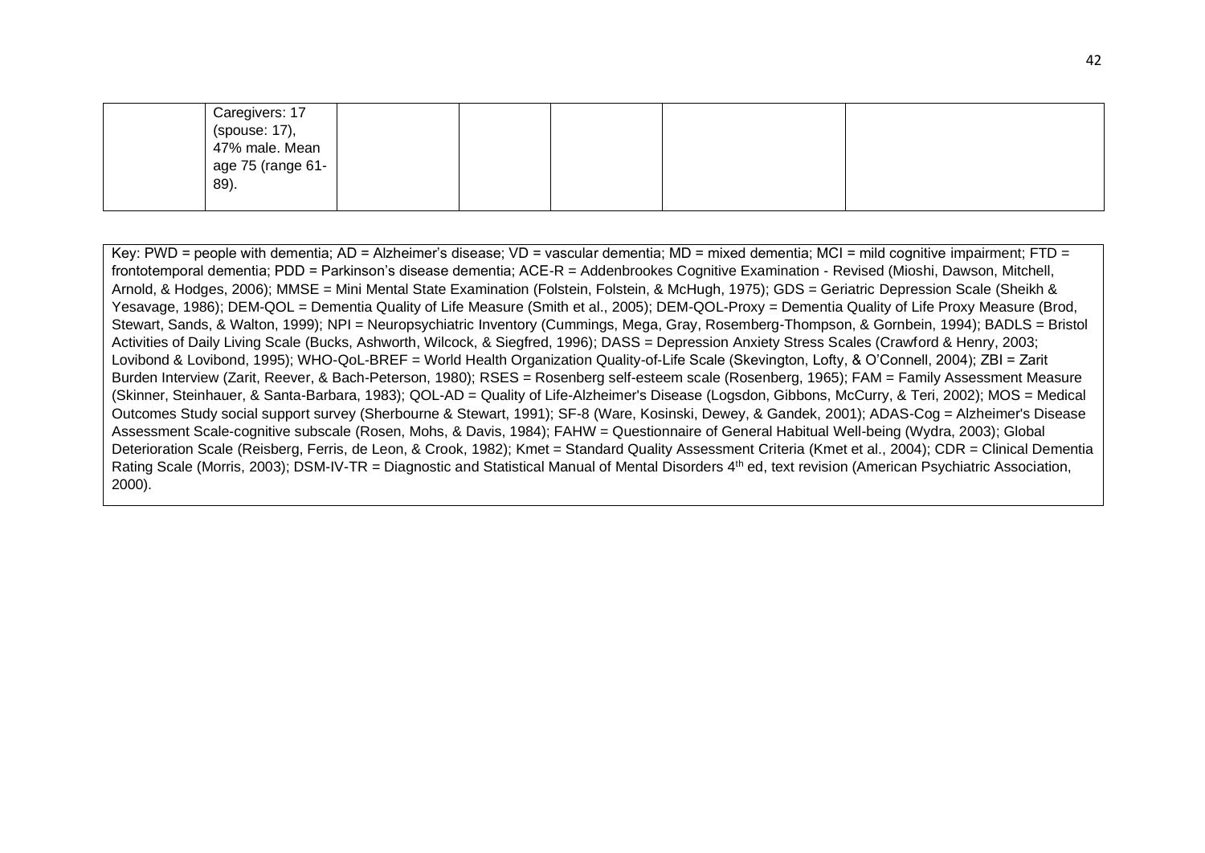| | | | | | | |
|---|---|---|---|---|---|---|
| | Caregivers: 17 (spouse: 17), 47% male. Mean age 75 (range 61-89). | | | | | |

Key: PWD = people with dementia; AD = Alzheimer's disease; VD = vascular dementia; MD = mixed dementia; MCI = mild cognitive impairment; FTD = frontotemporal dementia; PDD = Parkinson's disease dementia; ACE-R = Addenbrookes Cognitive Examination - Revised (Mioshi, Dawson, Mitchell, Arnold, & Hodges, 2006); MMSE = Mini Mental State Examination (Folstein, Folstein, & McHugh, 1975); GDS = Geriatric Depression Scale (Sheikh & Yesavage, 1986); DEM-QOL = Dementia Quality of Life Measure (Smith et al., 2005); DEM-QOL-Proxy = Dementia Quality of Life Proxy Measure (Brod, Stewart, Sands, & Walton, 1999); NPI = Neuropsychiatric Inventory (Cummings, Mega, Gray, Rosemberg-Thompson, & Gornbein, 1994); BADLS = Bristol Activities of Daily Living Scale (Bucks, Ashworth, Wilcock, & Siegfred, 1996); DASS = Depression Anxiety Stress Scales (Crawford & Henry, 2003; Lovibond & Lovibond, 1995); WHO-QoL-BREF = World Health Organization Quality-of-Life Scale (Skevington, Lofty, & O'Connell, 2004); ZBI = Zarit Burden Interview (Zarit, Reever, & Bach-Peterson, 1980); RSES = Rosenberg self-esteem scale (Rosenberg, 1965); FAM = Family Assessment Measure (Skinner, Steinhauer, & Santa-Barbara, 1983); QOL-AD = Quality of Life-Alzheimer's Disease (Logsdon, Gibbons, McCurry, & Teri, 2002); MOS = Medical Outcomes Study social support survey (Sherbourne & Stewart, 1991); SF-8 (Ware, Kosinski, Dewey, & Gandek, 2001); ADAS-Cog = Alzheimer's Disease Assessment Scale-cognitive subscale (Rosen, Mohs, & Davis, 1984); FAHW = Questionnaire of General Habitual Well-being (Wydra, 2003); Global Deterioration Scale (Reisberg, Ferris, de Leon, & Crook, 1982); Kmet = Standard Quality Assessment Criteria (Kmet et al., 2004); CDR = Clinical Dementia Rating Scale (Morris, 2003); DSM-IV-TR = Diagnostic and Statistical Manual of Mental Disorders 4th ed, text revision (American Psychiatric Association, 2000).